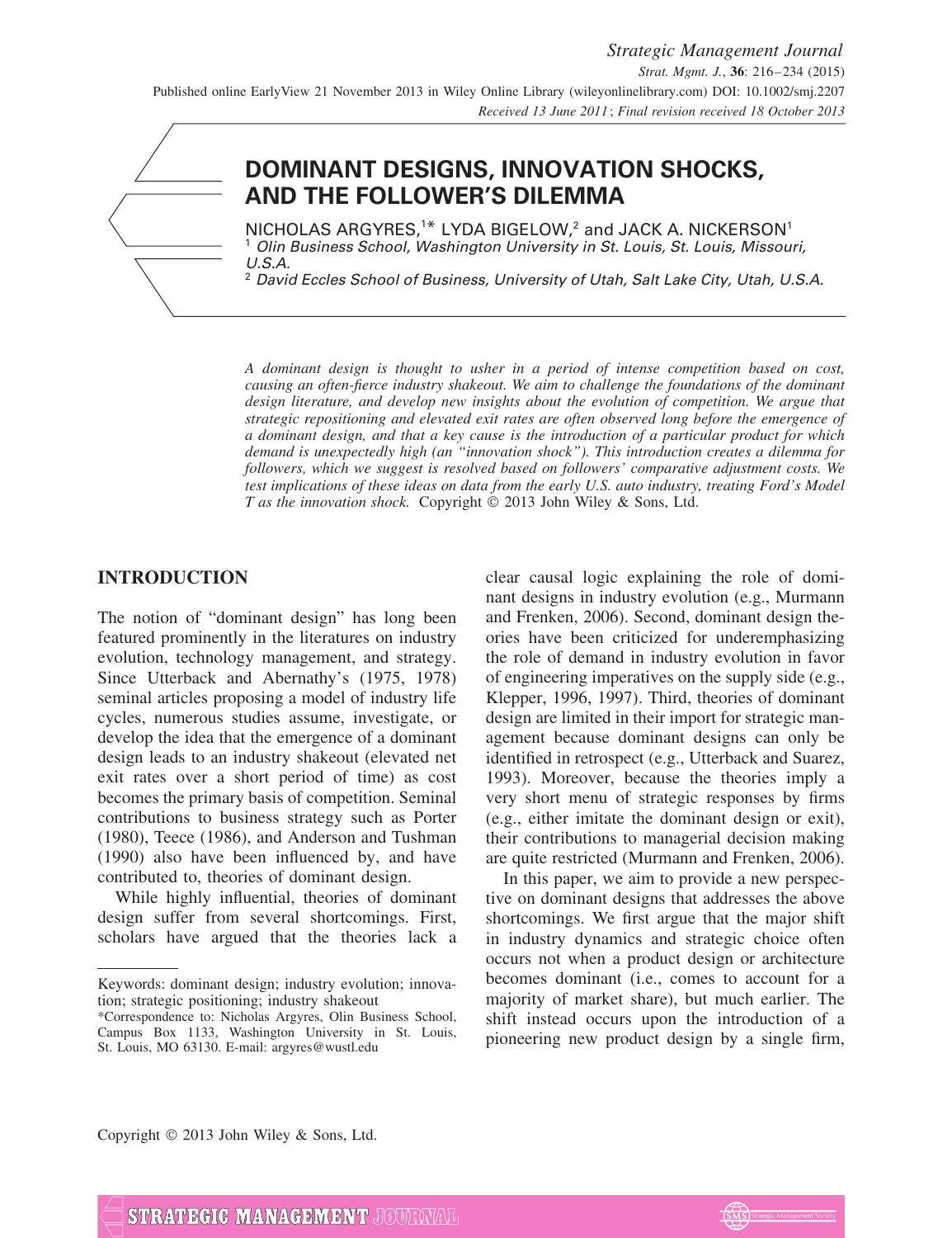# DOMINANT DESIGNS, INNOVATION SHOCKS, AND THE FOLLOWER'S DILEMMA

NICHOLAS ARGYRES,[1]* LYDA BIGELOW,[2] and JACK A. NICKERSON[1]

[1] *Olin Business School, Washington University in St. Louis, St. Louis, Missouri, U.S.A.*

[2] *David Eccles School of Business, University of Utah, Salt Lake City, Utah, U.S.A.*

*A dominant design is thought to usher in a period of intense competition based on cost, causing an often-fierce industry shakeout. We aim to challenge the foundations of the dominant design literature, and develop new insights about the evolution of competition. We argue that strategic repositioning and elevated exit rates are often observed long before the emergence of a dominant design, and that a key cause is the introduction of a particular product for which demand is unexpectedly high (an "innovation shock"). This introduction creates a dilemma for followers, which we suggest is resolved based on followers' comparative adjustment costs. We test implications of these ideas on data from the early U.S. auto industry, treating Ford's Model T as the innovation shock.* Copyright © 2013 John Wiley & Sons, Ltd.

## INTRODUCTION

The notion of "dominant design" has long been featured prominently in the literatures on industry evolution, technology management, and strategy. Since Utterback and Abernathy's (1975, 1978) seminal articles proposing a model of industry life cycles, numerous studies assume, investigate, or develop the idea that the emergence of a dominant design leads to an industry shakeout (elevated net exit rates over a short period of time) as cost becomes the primary basis of competition. Seminal contributions to business strategy such as Porter (1980), Teece (1986), and Anderson and Tushman (1990) also have been influenced by, and have contributed to, theories of dominant design.

While highly influential, theories of dominant design suffer from several shortcomings. First, scholars have argued that the theories lack a clear causal logic explaining the role of dominant designs in industry evolution (e.g., Murmann and Frenken, 2006). Second, dominant design theories have been criticized for underemphasizing the role of demand in industry evolution in favor of engineering imperatives on the supply side (e.g., Klepper, 1996, 1997). Third, theories of dominant design are limited in their import for strategic management because dominant designs can only be identified in retrospect (e.g., Utterback and Suarez, 1993). Moreover, because the theories imply a very short menu of strategic responses by firms (e.g., either imitate the dominant design or exit), their contributions to managerial decision making are quite restricted (Murmann and Frenken, 2006).

In this paper, we aim to provide a new perspective on dominant designs that addresses the above shortcomings. We first argue that the major shift in industry dynamics and strategic choice often occurs not when a product design or architecture becomes dominant (i.e., comes to account for a majority of market share), but much earlier. The shift instead occurs upon the introduction of a pioneering new product design by a single firm,

---

Keywords: dominant design; industry evolution; innovation; strategic positioning; industry shakeout

*Correspondence to: Nicholas Argyres, Olin Business School, Campus Box 1133, Washington University in St. Louis, St. Louis, MO 63130. E-mail: argyres@wustl.edu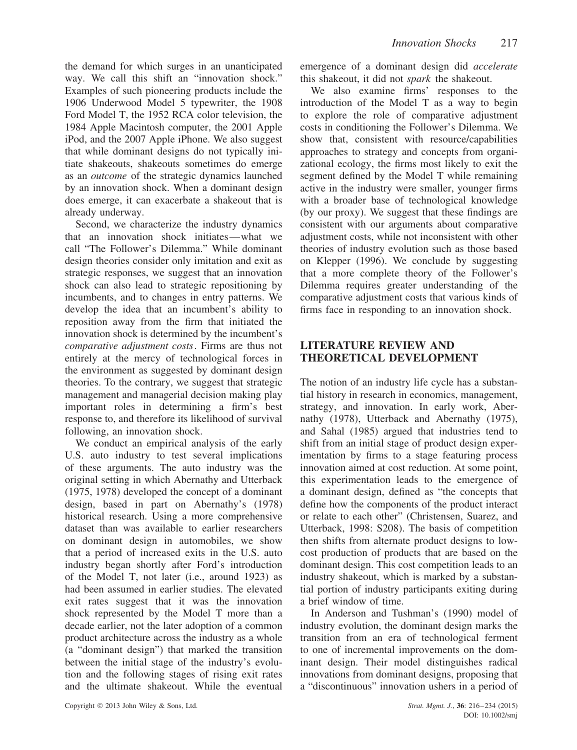the demand for which surges in an unanticipated way. We call this shift an "innovation shock." Examples of such pioneering products include the 1906 Underwood Model 5 typewriter, the 1908 Ford Model T, the 1952 RCA color television, the 1984 Apple Macintosh computer, the 2001 Apple iPod, and the 2007 Apple iPhone. We also suggest that while dominant designs do not typically initiate shakeouts, shakeouts sometimes do emerge as an *outcome* of the strategic dynamics launched by an innovation shock. When a dominant design does emerge, it can exacerbate a shakeout that is already underway.

Second, we characterize the industry dynamics that an innovation shock initiates—what we call "The Follower's Dilemma." While dominant design theories consider only imitation and exit as strategic responses, we suggest that an innovation shock can also lead to strategic repositioning by incumbents, and to changes in entry patterns. We develop the idea that an incumbent's ability to reposition away from the firm that initiated the innovation shock is determined by the incumbent's *comparative adjustment costs*. Firms are thus not entirely at the mercy of technological forces in the environment as suggested by dominant design theories. To the contrary, we suggest that strategic management and managerial decision making play important roles in determining a firm's best response to, and therefore its likelihood of survival following, an innovation shock.

We conduct an empirical analysis of the early U.S. auto industry to test several implications of these arguments. The auto industry was the original setting in which Abernathy and Utterback (1975, 1978) developed the concept of a dominant design, based in part on Abernathy's (1978) historical research. Using a more comprehensive dataset than was available to earlier researchers on dominant design in automobiles, we show that a period of increased exits in the U.S. auto industry began shortly after Ford's introduction of the Model T, not later (i.e., around 1923) as had been assumed in earlier studies. The elevated exit rates suggest that it was the innovation shock represented by the Model T more than a decade earlier, not the later adoption of a common product architecture across the industry as a whole (a "dominant design") that marked the transition between the initial stage of the industry's evolution and the following stages of rising exit rates and the ultimate shakeout. While the eventual emergence of a dominant design did *accelerate* this shakeout, it did not *spark* the shakeout.

We also examine firms' responses to the introduction of the Model T as a way to begin to explore the role of comparative adjustment costs in conditioning the Follower's Dilemma. We show that, consistent with resource/capabilities approaches to strategy and concepts from organizational ecology, the firms most likely to exit the segment defined by the Model T while remaining active in the industry were smaller, younger firms with a broader base of technological knowledge (by our proxy). We suggest that these findings are consistent with our arguments about comparative adjustment costs, while not inconsistent with other theories of industry evolution such as those based on Klepper (1996). We conclude by suggesting that a more complete theory of the Follower's Dilemma requires greater understanding of the comparative adjustment costs that various kinds of firms face in responding to an innovation shock.

## LITERATURE REVIEW AND THEORETICAL DEVELOPMENT

The notion of an industry life cycle has a substantial history in research in economics, management, strategy, and innovation. In early work, Abernathy (1978), Utterback and Abernathy (1975), and Sahal (1985) argued that industries tend to shift from an initial stage of product design experimentation by firms to a stage featuring process innovation aimed at cost reduction. At some point, this experimentation leads to the emergence of a dominant design, defined as "the concepts that define how the components of the product interact or relate to each other" (Christensen, Suarez, and Utterback, 1998: S208). The basis of competition then shifts from alternate product designs to low-cost production of products that are based on the dominant design. This cost competition leads to an industry shakeout, which is marked by a substantial portion of industry participants exiting during a brief window of time.

In Anderson and Tushman's (1990) model of industry evolution, the dominant design marks the transition from an era of technological ferment to one of incremental improvements on the dominant design. Their model distinguishes radical innovations from dominant designs, proposing that a "discontinuous" innovation ushers in a period of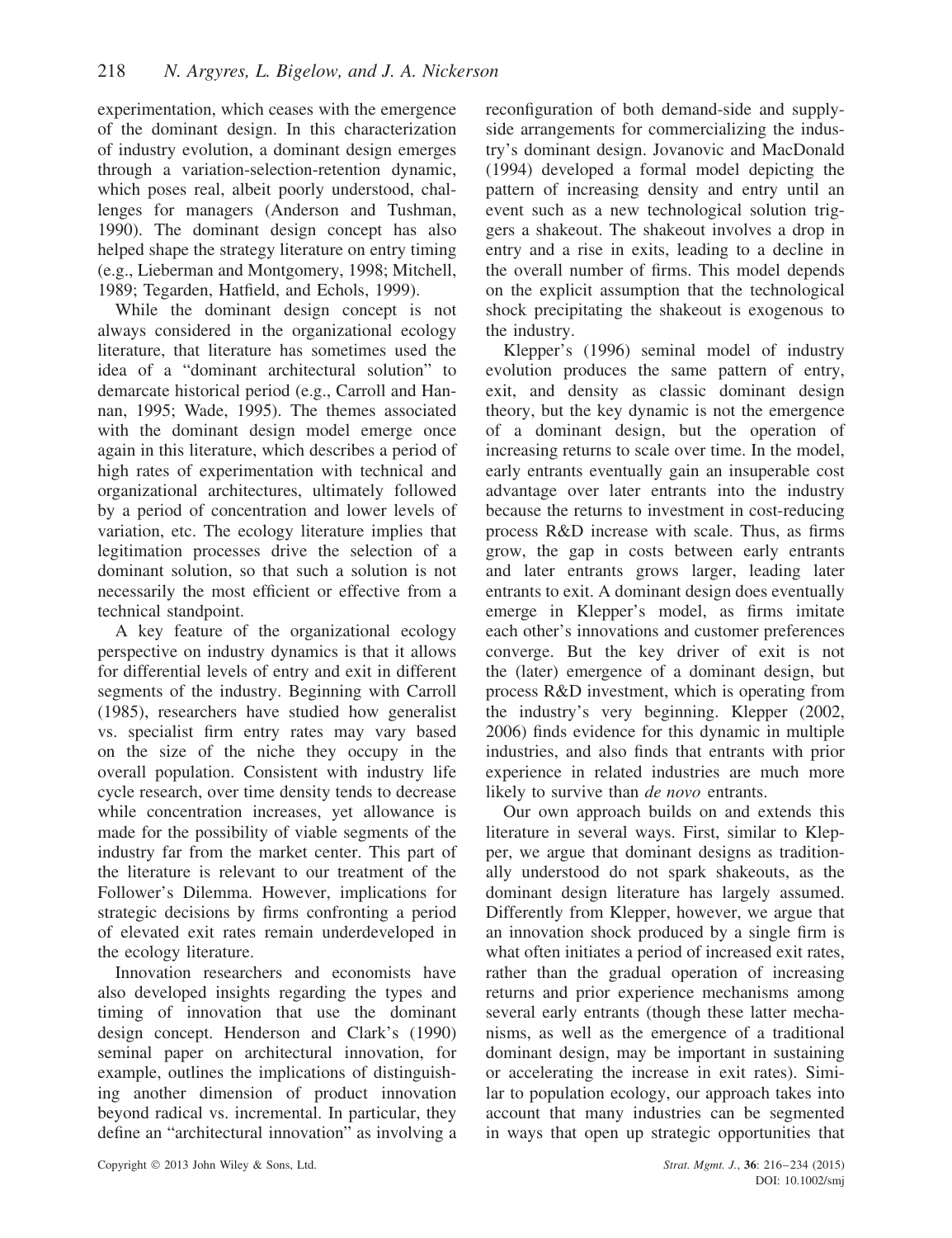experimentation, which ceases with the emergence of the dominant design. In this characterization of industry evolution, a dominant design emerges through a variation-selection-retention dynamic, which poses real, albeit poorly understood, challenges for managers (Anderson and Tushman, 1990). The dominant design concept has also helped shape the strategy literature on entry timing (e.g., Lieberman and Montgomery, 1998; Mitchell, 1989; Tegarden, Hatfield, and Echols, 1999).

While the dominant design concept is not always considered in the organizational ecology literature, that literature has sometimes used the idea of a "dominant architectural solution" to demarcate historical period (e.g., Carroll and Hannan, 1995; Wade, 1995). The themes associated with the dominant design model emerge once again in this literature, which describes a period of high rates of experimentation with technical and organizational architectures, ultimately followed by a period of concentration and lower levels of variation, etc. The ecology literature implies that legitimation processes drive the selection of a dominant solution, so that such a solution is not necessarily the most efficient or effective from a technical standpoint.

A key feature of the organizational ecology perspective on industry dynamics is that it allows for differential levels of entry and exit in different segments of the industry. Beginning with Carroll (1985), researchers have studied how generalist vs. specialist firm entry rates may vary based on the size of the niche they occupy in the overall population. Consistent with industry life cycle research, over time density tends to decrease while concentration increases, yet allowance is made for the possibility of viable segments of the industry far from the market center. This part of the literature is relevant to our treatment of the Follower's Dilemma. However, implications for strategic decisions by firms confronting a period of elevated exit rates remain underdeveloped in the ecology literature.

Innovation researchers and economists have also developed insights regarding the types and timing of innovation that use the dominant design concept. Henderson and Clark's (1990) seminal paper on architectural innovation, for example, outlines the implications of distinguishing another dimension of product innovation beyond radical vs. incremental. In particular, they define an "architectural innovation" as involving a reconfiguration of both demand-side and supply-side arrangements for commercializing the industry's dominant design. Jovanovic and MacDonald (1994) developed a formal model depicting the pattern of increasing density and entry until an event such as a new technological solution triggers a shakeout. The shakeout involves a drop in entry and a rise in exits, leading to a decline in the overall number of firms. This model depends on the explicit assumption that the technological shock precipitating the shakeout is exogenous to the industry.

Klepper's (1996) seminal model of industry evolution produces the same pattern of entry, exit, and density as classic dominant design theory, but the key dynamic is not the emergence of a dominant design, but the operation of increasing returns to scale over time. In the model, early entrants eventually gain an insuperable cost advantage over later entrants into the industry because the returns to investment in cost-reducing process R&D increase with scale. Thus, as firms grow, the gap in costs between early entrants and later entrants grows larger, leading later entrants to exit. A dominant design does eventually emerge in Klepper's model, as firms imitate each other's innovations and customer preferences converge. But the key driver of exit is not the (later) emergence of a dominant design, but process R&D investment, which is operating from the industry's very beginning. Klepper (2002, 2006) finds evidence for this dynamic in multiple industries, and also finds that entrants with prior experience in related industries are much more likely to survive than *de novo* entrants.

Our own approach builds on and extends this literature in several ways. First, similar to Klepper, we argue that dominant designs as traditionally understood do not spark shakeouts, as the dominant design literature has largely assumed. Differently from Klepper, however, we argue that an innovation shock produced by a single firm is what often initiates a period of increased exit rates, rather than the gradual operation of increasing returns and prior experience mechanisms among several early entrants (though these latter mechanisms, as well as the emergence of a traditional dominant design, may be important in sustaining or accelerating the increase in exit rates). Similar to population ecology, our approach takes into account that many industries can be segmented in ways that open up strategic opportunities that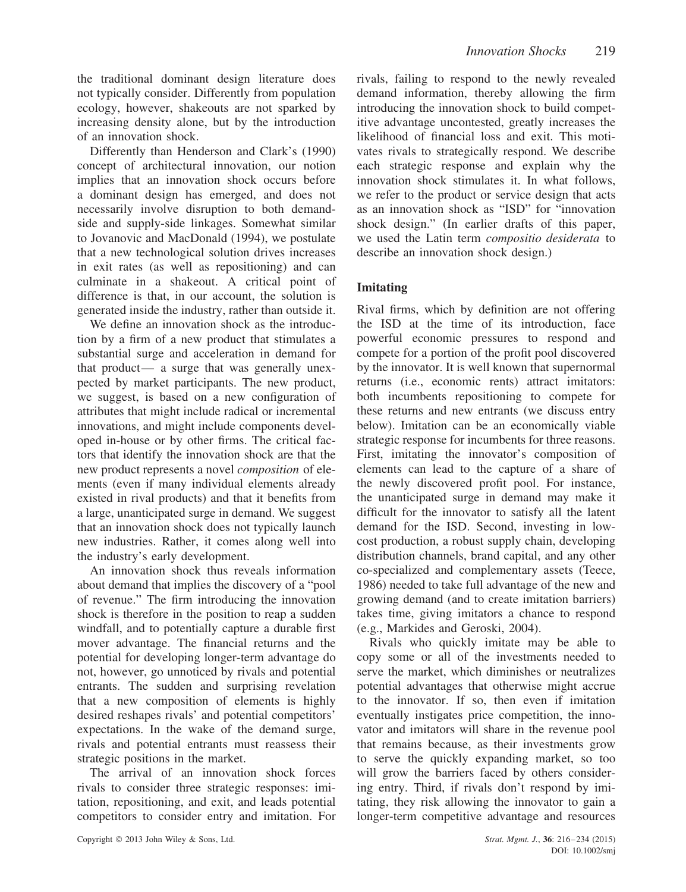the traditional dominant design literature does not typically consider. Differently from population ecology, however, shakeouts are not sparked by increasing density alone, but by the introduction of an innovation shock.

Differently than Henderson and Clark's (1990) concept of architectural innovation, our notion implies that an innovation shock occurs before a dominant design has emerged, and does not necessarily involve disruption to both demand-side and supply-side linkages. Somewhat similar to Jovanovic and MacDonald (1994), we postulate that a new technological solution drives increases in exit rates (as well as repositioning) and can culminate in a shakeout. A critical point of difference is that, in our account, the solution is generated inside the industry, rather than outside it.

We define an innovation shock as the introduction by a firm of a new product that stimulates a substantial surge and acceleration in demand for that product— a surge that was generally unexpected by market participants. The new product, we suggest, is based on a new configuration of attributes that might include radical or incremental innovations, and might include components developed in-house or by other firms. The critical factors that identify the innovation shock are that the new product represents a novel *composition* of elements (even if many individual elements already existed in rival products) and that it benefits from a large, unanticipated surge in demand. We suggest that an innovation shock does not typically launch new industries. Rather, it comes along well into the industry's early development.

An innovation shock thus reveals information about demand that implies the discovery of a "pool of revenue." The firm introducing the innovation shock is therefore in the position to reap a sudden windfall, and to potentially capture a durable first mover advantage. The financial returns and the potential for developing longer-term advantage do not, however, go unnoticed by rivals and potential entrants. The sudden and surprising revelation that a new composition of elements is highly desired reshapes rivals' and potential competitors' expectations. In the wake of the demand surge, rivals and potential entrants must reassess their strategic positions in the market.

The arrival of an innovation shock forces rivals to consider three strategic responses: imitation, repositioning, and exit, and leads potential competitors to consider entry and imitation. For rivals, failing to respond to the newly revealed demand information, thereby allowing the firm introducing the innovation shock to build competitive advantage uncontested, greatly increases the likelihood of financial loss and exit. This motivates rivals to strategically respond. We describe each strategic response and explain why the innovation shock stimulates it. In what follows, we refer to the product or service design that acts as an innovation shock as "ISD" for "innovation shock design." (In earlier drafts of this paper, we used the Latin term *compositio desiderata* to describe an innovation shock design.)

## Imitating

Rival firms, which by definition are not offering the ISD at the time of its introduction, face powerful economic pressures to respond and compete for a portion of the profit pool discovered by the innovator. It is well known that supernormal returns (i.e., economic rents) attract imitators: both incumbents repositioning to compete for these returns and new entrants (we discuss entry below). Imitation can be an economically viable strategic response for incumbents for three reasons. First, imitating the innovator's composition of elements can lead to the capture of a share of the newly discovered profit pool. For instance, the unanticipated surge in demand may make it difficult for the innovator to satisfy all the latent demand for the ISD. Second, investing in low-cost production, a robust supply chain, developing distribution channels, brand capital, and any other co-specialized and complementary assets (Teece, 1986) needed to take full advantage of the new and growing demand (and to create imitation barriers) takes time, giving imitators a chance to respond (e.g., Markides and Geroski, 2004).

Rivals who quickly imitate may be able to copy some or all of the investments needed to serve the market, which diminishes or neutralizes potential advantages that otherwise might accrue to the innovator. If so, then even if imitation eventually instigates price competition, the innovator and imitators will share in the revenue pool that remains because, as their investments grow to serve the quickly expanding market, so too will grow the barriers faced by others considering entry. Third, if rivals don't respond by imitating, they risk allowing the innovator to gain a longer-term competitive advantage and resources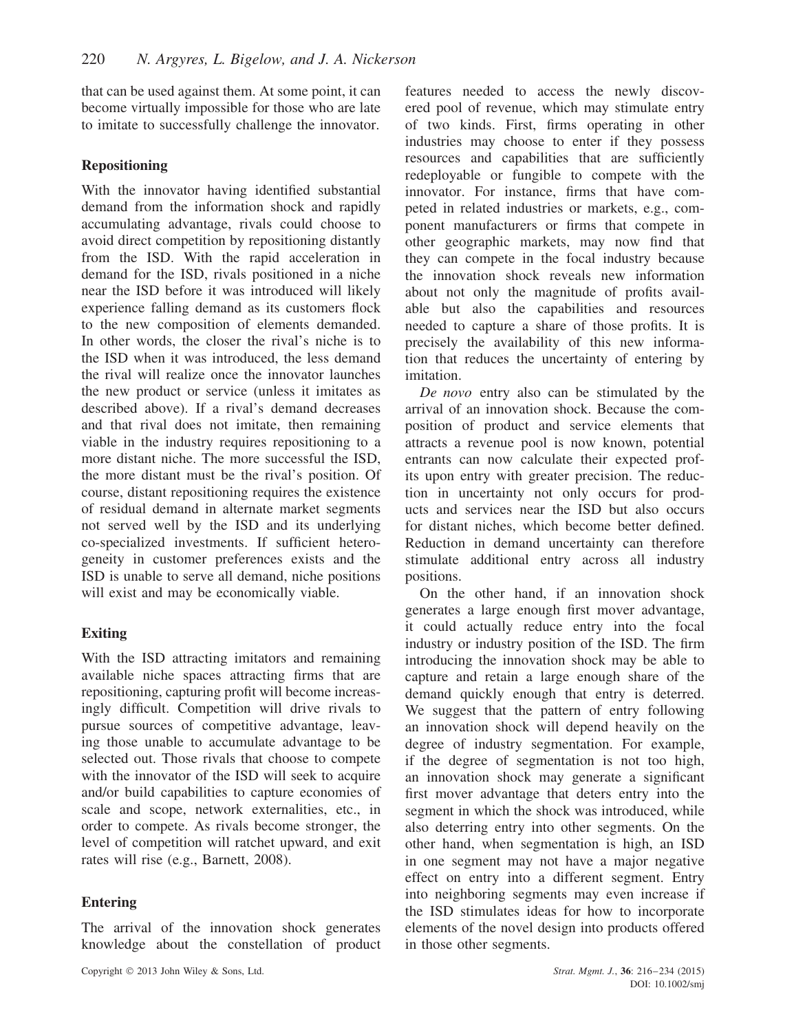that can be used against them. At some point, it can become virtually impossible for those who are late to imitate to successfully challenge the innovator.

## Repositioning

With the innovator having identified substantial demand from the information shock and rapidly accumulating advantage, rivals could choose to avoid direct competition by repositioning distantly from the ISD. With the rapid acceleration in demand for the ISD, rivals positioned in a niche near the ISD before it was introduced will likely experience falling demand as its customers flock to the new composition of elements demanded. In other words, the closer the rival's niche is to the ISD when it was introduced, the less demand the rival will realize once the innovator launches the new product or service (unless it imitates as described above). If a rival's demand decreases and that rival does not imitate, then remaining viable in the industry requires repositioning to a more distant niche. The more successful the ISD, the more distant must be the rival's position. Of course, distant repositioning requires the existence of residual demand in alternate market segments not served well by the ISD and its underlying co-specialized investments. If sufficient heterogeneity in customer preferences exists and the ISD is unable to serve all demand, niche positions will exist and may be economically viable.

## Exiting

With the ISD attracting imitators and remaining available niche spaces attracting firms that are repositioning, capturing profit will become increasingly difficult. Competition will drive rivals to pursue sources of competitive advantage, leaving those unable to accumulate advantage to be selected out. Those rivals that choose to compete with the innovator of the ISD will seek to acquire and/or build capabilities to capture economies of scale and scope, network externalities, etc., in order to compete. As rivals become stronger, the level of competition will ratchet upward, and exit rates will rise (e.g., Barnett, 2008).

## Entering

The arrival of the innovation shock generates knowledge about the constellation of product features needed to access the newly discovered pool of revenue, which may stimulate entry of two kinds. First, firms operating in other industries may choose to enter if they possess resources and capabilities that are sufficiently redeployable or fungible to compete with the innovator. For instance, firms that have competed in related industries or markets, e.g., component manufacturers or firms that compete in other geographic markets, may now find that they can compete in the focal industry because the innovation shock reveals new information about not only the magnitude of profits available but also the capabilities and resources needed to capture a share of those profits. It is precisely the availability of this new information that reduces the uncertainty of entering by imitation.

*De novo* entry also can be stimulated by the arrival of an innovation shock. Because the composition of product and service elements that attracts a revenue pool is now known, potential entrants can now calculate their expected profits upon entry with greater precision. The reduction in uncertainty not only occurs for products and services near the ISD but also occurs for distant niches, which become better defined. Reduction in demand uncertainty can therefore stimulate additional entry across all industry positions.

On the other hand, if an innovation shock generates a large enough first mover advantage, it could actually reduce entry into the focal industry or industry position of the ISD. The firm introducing the innovation shock may be able to capture and retain a large enough share of the demand quickly enough that entry is deterred. We suggest that the pattern of entry following an innovation shock will depend heavily on the degree of industry segmentation. For example, if the degree of segmentation is not too high, an innovation shock may generate a significant first mover advantage that deters entry into the segment in which the shock was introduced, while also deterring entry into other segments. On the other hand, when segmentation is high, an ISD in one segment may not have a major negative effect on entry into a different segment. Entry into neighboring segments may even increase if the ISD stimulates ideas for how to incorporate elements of the novel design into products offered in those other segments.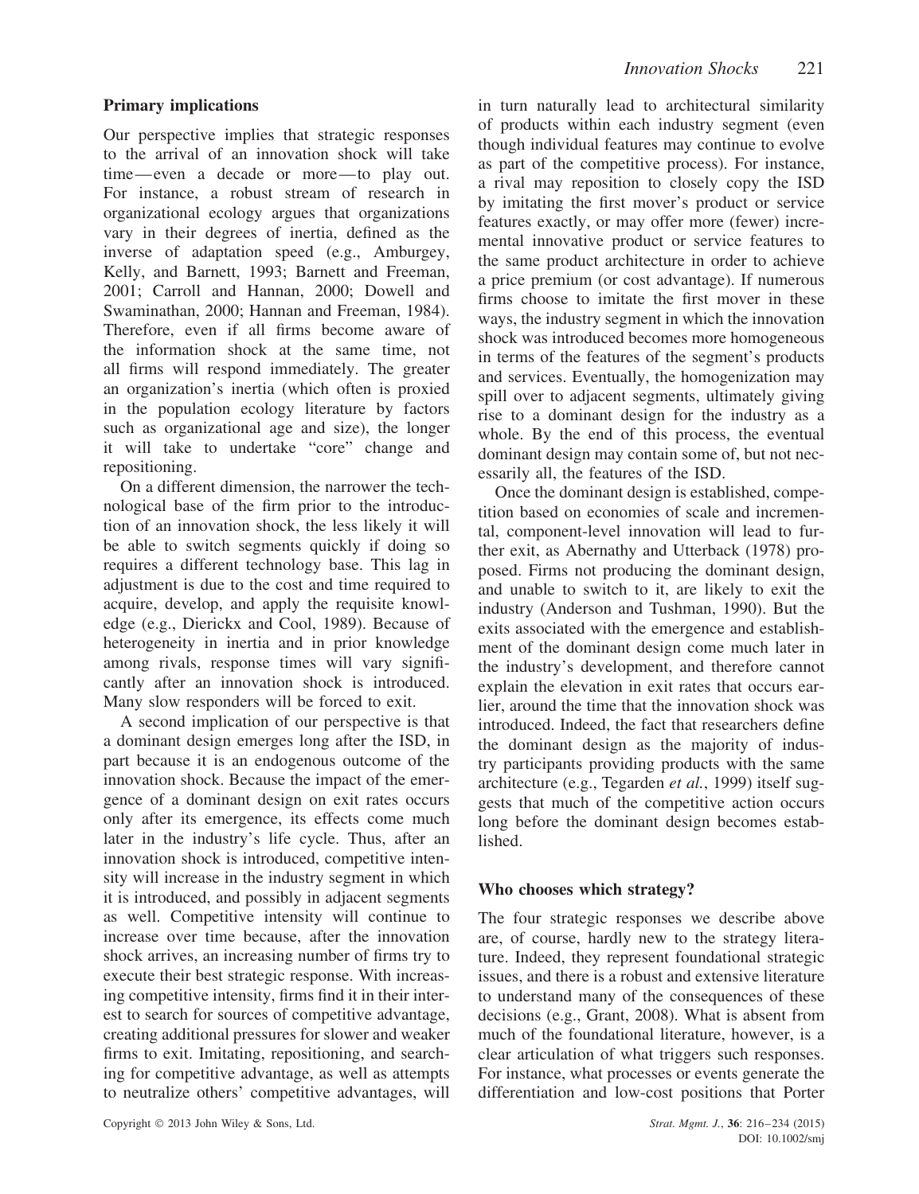### Primary implications

Our perspective implies that strategic responses to the arrival of an innovation shock will take time—even a decade or more—to play out. For instance, a robust stream of research in organizational ecology argues that organizations vary in their degrees of inertia, defined as the inverse of adaptation speed (e.g., Amburgey, Kelly, and Barnett, 1993; Barnett and Freeman, 2001; Carroll and Hannan, 2000; Dowell and Swaminathan, 2000; Hannan and Freeman, 1984). Therefore, even if all firms become aware of the information shock at the same time, not all firms will respond immediately. The greater an organization's inertia (which often is proxied in the population ecology literature by factors such as organizational age and size), the longer it will take to undertake "core" change and repositioning.

On a different dimension, the narrower the technological base of the firm prior to the introduction of an innovation shock, the less likely it will be able to switch segments quickly if doing so requires a different technology base. This lag in adjustment is due to the cost and time required to acquire, develop, and apply the requisite knowledge (e.g., Dierickx and Cool, 1989). Because of heterogeneity in inertia and in prior knowledge among rivals, response times will vary significantly after an innovation shock is introduced. Many slow responders will be forced to exit.

A second implication of our perspective is that a dominant design emerges long after the ISD, in part because it is an endogenous outcome of the innovation shock. Because the impact of the emergence of a dominant design on exit rates occurs only after its emergence, its effects come much later in the industry's life cycle. Thus, after an innovation shock is introduced, competitive intensity will increase in the industry segment in which it is introduced, and possibly in adjacent segments as well. Competitive intensity will continue to increase over time because, after the innovation shock arrives, an increasing number of firms try to execute their best strategic response. With increasing competitive intensity, firms find it in their interest to search for sources of competitive advantage, creating additional pressures for slower and weaker firms to exit. Imitating, repositioning, and searching for competitive advantage, as well as attempts to neutralize others' competitive advantages, will in turn naturally lead to architectural similarity of products within each industry segment (even though individual features may continue to evolve as part of the competitive process). For instance, a rival may reposition to closely copy the ISD by imitating the first mover's product or service features exactly, or may offer more (fewer) incremental innovative product or service features to the same product architecture in order to achieve a price premium (or cost advantage). If numerous firms choose to imitate the first mover in these ways, the industry segment in which the innovation shock was introduced becomes more homogeneous in terms of the features of the segment's products and services. Eventually, the homogenization may spill over to adjacent segments, ultimately giving rise to a dominant design for the industry as a whole. By the end of this process, the eventual dominant design may contain some of, but not necessarily all, the features of the ISD.

Once the dominant design is established, competition based on economies of scale and incremental, component-level innovation will lead to further exit, as Abernathy and Utterback (1978) proposed. Firms not producing the dominant design, and unable to switch to it, are likely to exit the industry (Anderson and Tushman, 1990). But the exits associated with the emergence and establishment of the dominant design come much later in the industry's development, and therefore cannot explain the elevation in exit rates that occurs earlier, around the time that the innovation shock was introduced. Indeed, the fact that researchers define the dominant design as the majority of industry participants providing products with the same architecture (e.g., Tegarden *et al.*, 1999) itself suggests that much of the competitive action occurs long before the dominant design becomes established.

### Who chooses which strategy?

The four strategic responses we describe above are, of course, hardly new to the strategy literature. Indeed, they represent foundational strategic issues, and there is a robust and extensive literature to understand many of the consequences of these decisions (e.g., Grant, 2008). What is absent from much of the foundational literature, however, is a clear articulation of what triggers such responses. For instance, what processes or events generate the differentiation and low-cost positions that Porter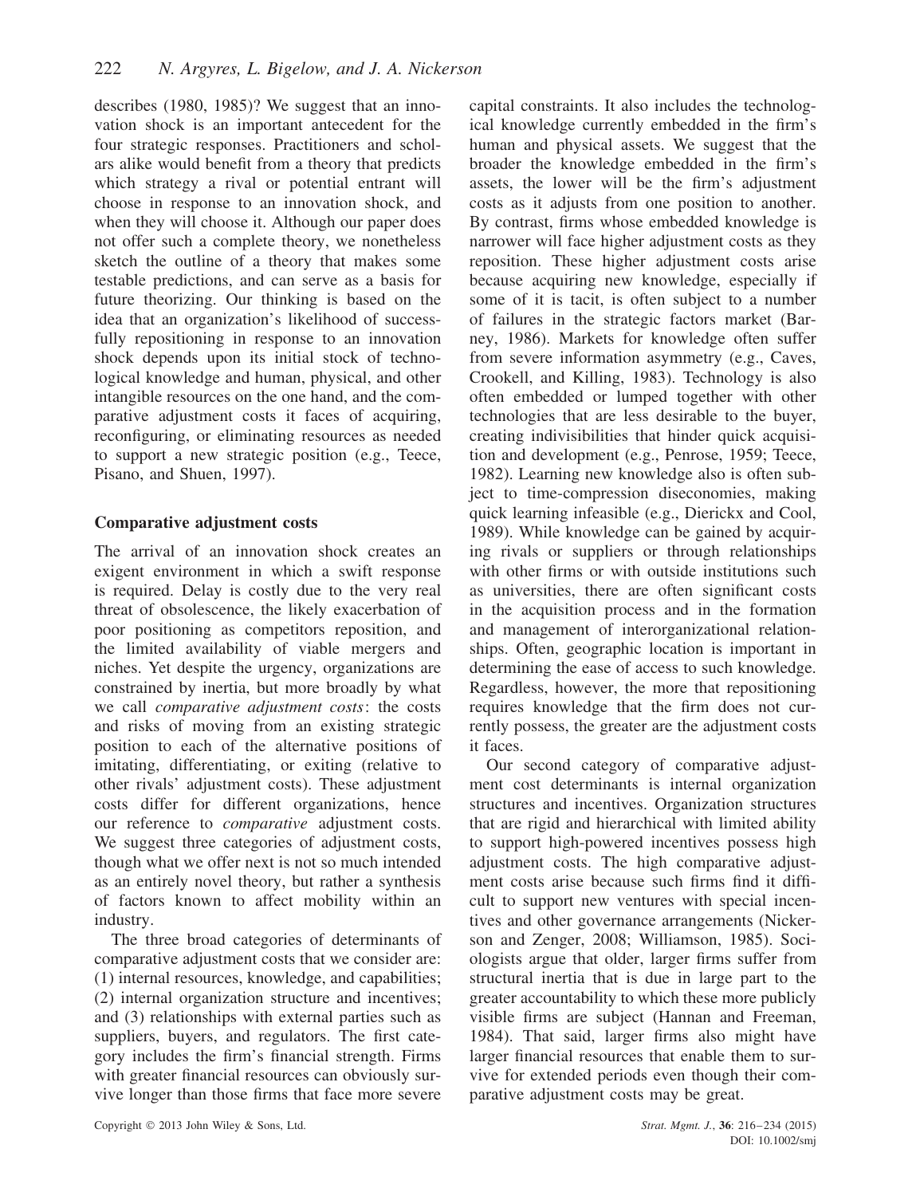describes (1980, 1985)? We suggest that an innovation shock is an important antecedent for the four strategic responses. Practitioners and scholars alike would benefit from a theory that predicts which strategy a rival or potential entrant will choose in response to an innovation shock, and when they will choose it. Although our paper does not offer such a complete theory, we nonetheless sketch the outline of a theory that makes some testable predictions, and can serve as a basis for future theorizing. Our thinking is based on the idea that an organization's likelihood of successfully repositioning in response to an innovation shock depends upon its initial stock of technological knowledge and human, physical, and other intangible resources on the one hand, and the comparative adjustment costs it faces of acquiring, reconfiguring, or eliminating resources as needed to support a new strategic position (e.g., Teece, Pisano, and Shuen, 1997).

## Comparative adjustment costs

The arrival of an innovation shock creates an exigent environment in which a swift response is required. Delay is costly due to the very real threat of obsolescence, the likely exacerbation of poor positioning as competitors reposition, and the limited availability of viable mergers and niches. Yet despite the urgency, organizations are constrained by inertia, but more broadly by what we call *comparative adjustment costs*: the costs and risks of moving from an existing strategic position to each of the alternative positions of imitating, differentiating, or exiting (relative to other rivals' adjustment costs). These adjustment costs differ for different organizations, hence our reference to *comparative* adjustment costs. We suggest three categories of adjustment costs, though what we offer next is not so much intended as an entirely novel theory, but rather a synthesis of factors known to affect mobility within an industry.

The three broad categories of determinants of comparative adjustment costs that we consider are: (1) internal resources, knowledge, and capabilities; (2) internal organization structure and incentives; and (3) relationships with external parties such as suppliers, buyers, and regulators. The first category includes the firm's financial strength. Firms with greater financial resources can obviously survive longer than those firms that face more severe capital constraints. It also includes the technological knowledge currently embedded in the firm's human and physical assets. We suggest that the broader the knowledge embedded in the firm's assets, the lower will be the firm's adjustment costs as it adjusts from one position to another. By contrast, firms whose embedded knowledge is narrower will face higher adjustment costs as they reposition. These higher adjustment costs arise because acquiring new knowledge, especially if some of it is tacit, is often subject to a number of failures in the strategic factors market (Barney, 1986). Markets for knowledge often suffer from severe information asymmetry (e.g., Caves, Crookell, and Killing, 1983). Technology is also often embedded or lumped together with other technologies that are less desirable to the buyer, creating indivisibilities that hinder quick acquisition and development (e.g., Penrose, 1959; Teece, 1982). Learning new knowledge also is often subject to time-compression diseconomies, making quick learning infeasible (e.g., Dierickx and Cool, 1989). While knowledge can be gained by acquiring rivals or suppliers or through relationships with other firms or with outside institutions such as universities, there are often significant costs in the acquisition process and in the formation and management of interorganizational relationships. Often, geographic location is important in determining the ease of access to such knowledge. Regardless, however, the more that repositioning requires knowledge that the firm does not currently possess, the greater are the adjustment costs it faces.

Our second category of comparative adjustment cost determinants is internal organization structures and incentives. Organization structures that are rigid and hierarchical with limited ability to support high-powered incentives possess high adjustment costs. The high comparative adjustment costs arise because such firms find it difficult to support new ventures with special incentives and other governance arrangements (Nickerson and Zenger, 2008; Williamson, 1985). Sociologists argue that older, larger firms suffer from structural inertia that is due in large part to the greater accountability to which these more publicly visible firms are subject (Hannan and Freeman, 1984). That said, larger firms also might have larger financial resources that enable them to survive for extended periods even though their comparative adjustment costs may be great.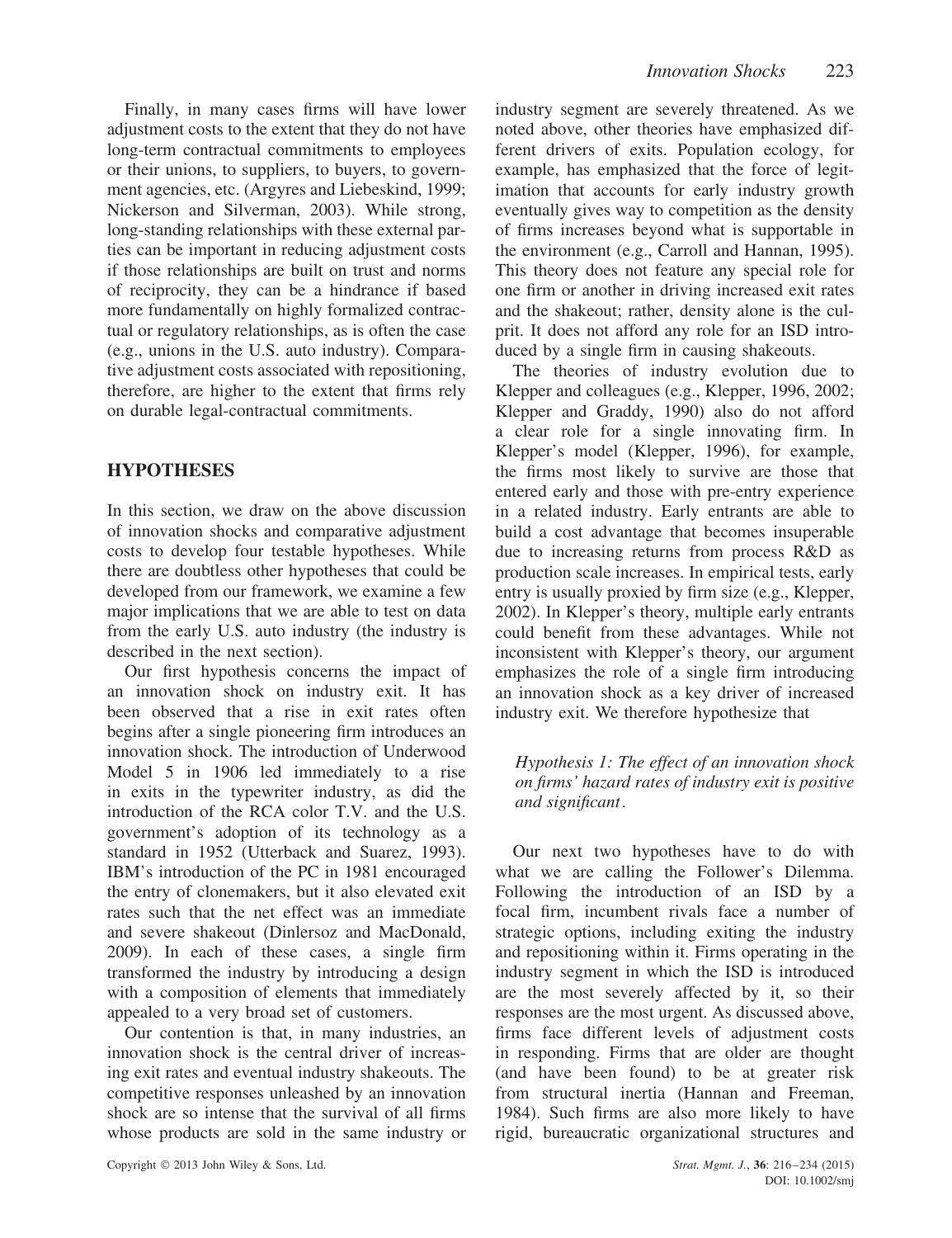Finally, in many cases firms will have lower adjustment costs to the extent that they do not have long-term contractual commitments to employees or their unions, to suppliers, to buyers, to government agencies, etc. (Argyres and Liebeskind, 1999; Nickerson and Silverman, 2003). While strong, long-standing relationships with these external parties can be important in reducing adjustment costs if those relationships are built on trust and norms of reciprocity, they can be a hindrance if based more fundamentally on highly formalized contractual or regulatory relationships, as is often the case (e.g., unions in the U.S. auto industry). Comparative adjustment costs associated with repositioning, therefore, are higher to the extent that firms rely on durable legal-contractual commitments.

## HYPOTHESES

In this section, we draw on the above discussion of innovation shocks and comparative adjustment costs to develop four testable hypotheses. While there are doubtless other hypotheses that could be developed from our framework, we examine a few major implications that we are able to test on data from the early U.S. auto industry (the industry is described in the next section).

Our first hypothesis concerns the impact of an innovation shock on industry exit. It has been observed that a rise in exit rates often begins after a single pioneering firm introduces an innovation shock. The introduction of Underwood Model 5 in 1906 led immediately to a rise in exits in the typewriter industry, as did the introduction of the RCA color T.V. and the U.S. government's adoption of its technology as a standard in 1952 (Utterback and Suarez, 1993). IBM's introduction of the PC in 1981 encouraged the entry of clonemakers, but it also elevated exit rates such that the net effect was an immediate and severe shakeout (Dinlersoz and MacDonald, 2009). In each of these cases, a single firm transformed the industry by introducing a design with a composition of elements that immediately appealed to a very broad set of customers.

Our contention is that, in many industries, an innovation shock is the central driver of increasing exit rates and eventual industry shakeouts. The competitive responses unleashed by an innovation shock are so intense that the survival of all firms whose products are sold in the same industry or industry segment are severely threatened. As we noted above, other theories have emphasized different drivers of exits. Population ecology, for example, has emphasized that the force of legitimation that accounts for early industry growth eventually gives way to competition as the density of firms increases beyond what is supportable in the environment (e.g., Carroll and Hannan, 1995). This theory does not feature any special role for one firm or another in driving increased exit rates and the shakeout; rather, density alone is the culprit. It does not afford any role for an ISD introduced by a single firm in causing shakeouts.

The theories of industry evolution due to Klepper and colleagues (e.g., Klepper, 1996, 2002; Klepper and Graddy, 1990) also do not afford a clear role for a single innovating firm. In Klepper's model (Klepper, 1996), for example, the firms most likely to survive are those that entered early and those with pre-entry experience in a related industry. Early entrants are able to build a cost advantage that becomes insuperable due to increasing returns from process R&D as production scale increases. In empirical tests, early entry is usually proxied by firm size (e.g., Klepper, 2002). In Klepper's theory, multiple early entrants could benefit from these advantages. While not inconsistent with Klepper's theory, our argument emphasizes the role of a single firm introducing an innovation shock as a key driver of increased industry exit. We therefore hypothesize that

*Hypothesis 1: The effect of an innovation shock on firms' hazard rates of industry exit is positive and significant.*

Our next two hypotheses have to do with what we are calling the Follower's Dilemma. Following the introduction of an ISD by a focal firm, incumbent rivals face a number of strategic options, including exiting the industry and repositioning within it. Firms operating in the industry segment in which the ISD is introduced are the most severely affected by it, so their responses are the most urgent. As discussed above, firms face different levels of adjustment costs in responding. Firms that are older are thought (and have been found) to be at greater risk from structural inertia (Hannan and Freeman, 1984). Such firms are also more likely to have rigid, bureaucratic organizational structures and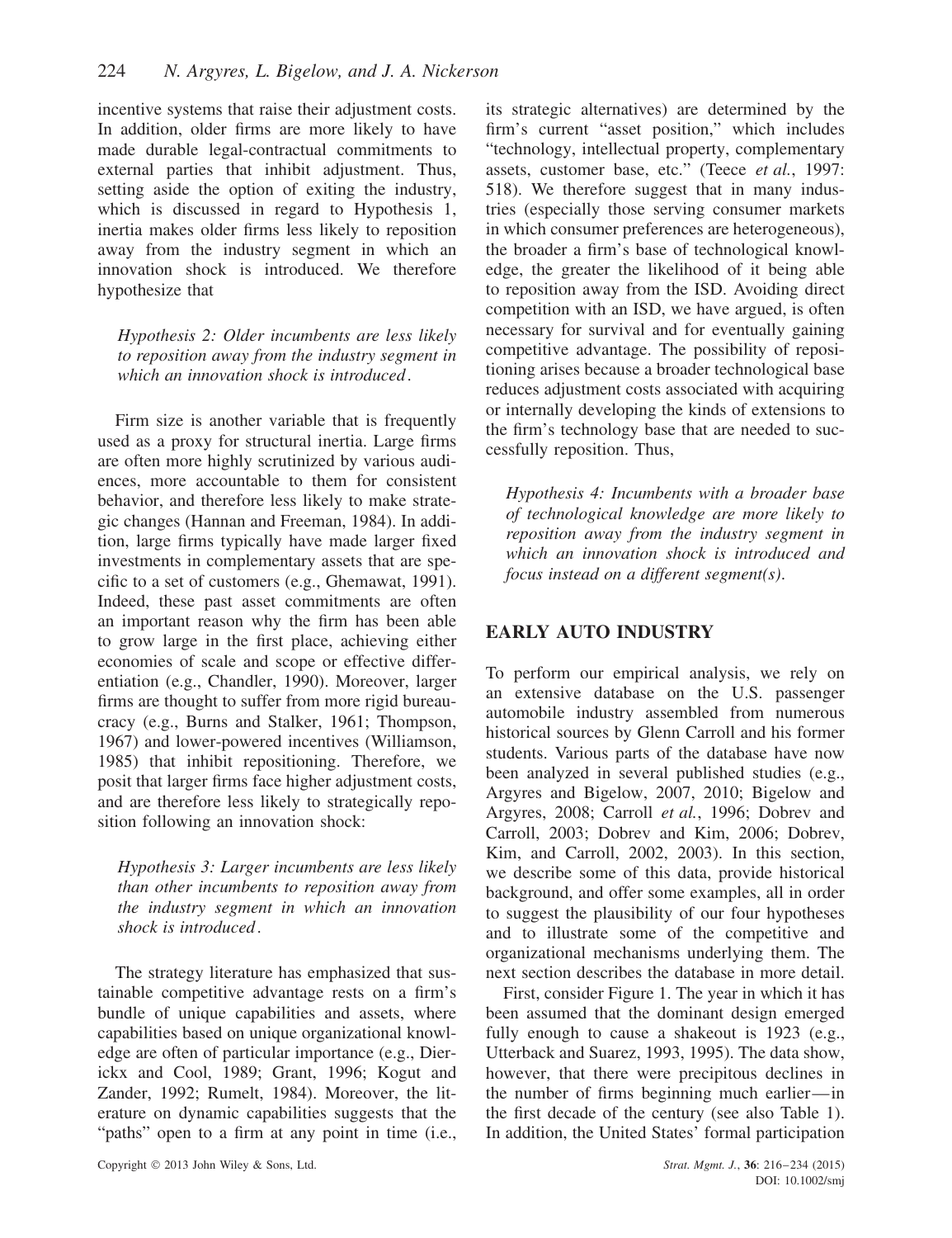incentive systems that raise their adjustment costs. In addition, older firms are more likely to have made durable legal-contractual commitments to external parties that inhibit adjustment. Thus, setting aside the option of exiting the industry, which is discussed in regard to Hypothesis 1, inertia makes older firms less likely to reposition away from the industry segment in which an innovation shock is introduced. We therefore hypothesize that

*Hypothesis 2: Older incumbents are less likely to reposition away from the industry segment in which an innovation shock is introduced.*

Firm size is another variable that is frequently used as a proxy for structural inertia. Large firms are often more highly scrutinized by various audiences, more accountable to them for consistent behavior, and therefore less likely to make strategic changes (Hannan and Freeman, 1984). In addition, large firms typically have made larger fixed investments in complementary assets that are specific to a set of customers (e.g., Ghemawat, 1991). Indeed, these past asset commitments are often an important reason why the firm has been able to grow large in the first place, achieving either economies of scale and scope or effective differentiation (e.g., Chandler, 1990). Moreover, larger firms are thought to suffer from more rigid bureaucracy (e.g., Burns and Stalker, 1961; Thompson, 1967) and lower-powered incentives (Williamson, 1985) that inhibit repositioning. Therefore, we posit that larger firms face higher adjustment costs, and are therefore less likely to strategically reposition following an innovation shock:

*Hypothesis 3: Larger incumbents are less likely than other incumbents to reposition away from the industry segment in which an innovation shock is introduced.*

The strategy literature has emphasized that sustainable competitive advantage rests on a firm's bundle of unique capabilities and assets, where capabilities based on unique organizational knowledge are often of particular importance (e.g., Dierickx and Cool, 1989; Grant, 1996; Kogut and Zander, 1992; Rumelt, 1984). Moreover, the literature on dynamic capabilities suggests that the "paths" open to a firm at any point in time (i.e., its strategic alternatives) are determined by the firm's current "asset position," which includes "technology, intellectual property, complementary assets, customer base, etc." (Teece *et al.*, 1997: 518). We therefore suggest that in many industries (especially those serving consumer markets in which consumer preferences are heterogeneous), the broader a firm's base of technological knowledge, the greater the likelihood of it being able to reposition away from the ISD. Avoiding direct competition with an ISD, we have argued, is often necessary for survival and for eventually gaining competitive advantage. The possibility of repositioning arises because a broader technological base reduces adjustment costs associated with acquiring or internally developing the kinds of extensions to the firm's technology base that are needed to successfully reposition. Thus,

*Hypothesis 4: Incumbents with a broader base of technological knowledge are more likely to reposition away from the industry segment in which an innovation shock is introduced and focus instead on a different segment(s).*

## EARLY AUTO INDUSTRY

To perform our empirical analysis, we rely on an extensive database on the U.S. passenger automobile industry assembled from numerous historical sources by Glenn Carroll and his former students. Various parts of the database have now been analyzed in several published studies (e.g., Argyres and Bigelow, 2007, 2010; Bigelow and Argyres, 2008; Carroll *et al.*, 1996; Dobrev and Carroll, 2003; Dobrev and Kim, 2006; Dobrev, Kim, and Carroll, 2002, 2003). In this section, we describe some of this data, provide historical background, and offer some examples, all in order to suggest the plausibility of our four hypotheses and to illustrate some of the competitive and organizational mechanisms underlying them. The next section describes the database in more detail.

First, consider Figure 1. The year in which it has been assumed that the dominant design emerged fully enough to cause a shakeout is 1923 (e.g., Utterback and Suarez, 1993, 1995). The data show, however, that there were precipitous declines in the number of firms beginning much earlier—in the first decade of the century (see also Table 1). In addition, the United States' formal participation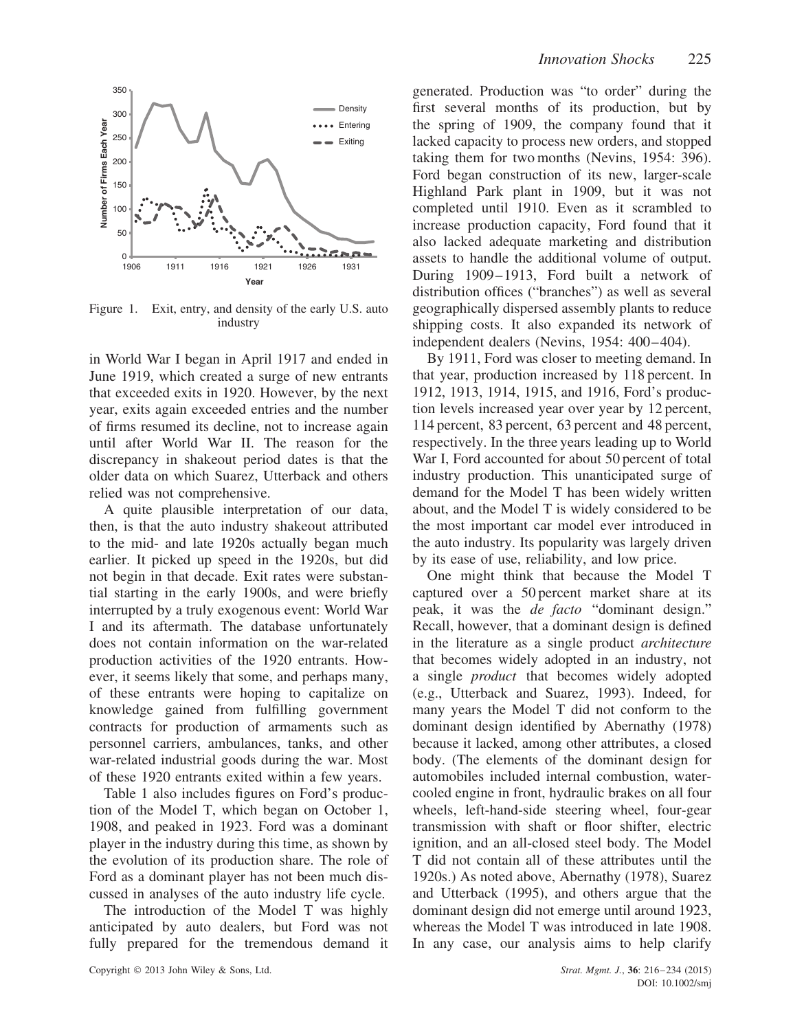Figure 1. Exit, entry, and density of the early U.S. auto industry

in World War I began in April 1917 and ended in June 1919, which created a surge of new entrants that exceeded exits in 1920. However, by the next year, exits again exceeded entries and the number of firms resumed its decline, not to increase again until after World War II. The reason for the discrepancy in shakeout period dates is that the older data on which Suarez, Utterback and others relied was not comprehensive.

A quite plausible interpretation of our data, then, is that the auto industry shakeout attributed to the mid- and late 1920s actually began much earlier. It picked up speed in the 1920s, but did not begin in that decade. Exit rates were substantial starting in the early 1900s, and were briefly interrupted by a truly exogenous event: World War I and its aftermath. The database unfortunately does not contain information on the war-related production activities of the 1920 entrants. However, it seems likely that some, and perhaps many, of these entrants were hoping to capitalize on knowledge gained from fulfilling government contracts for production of armaments such as personnel carriers, ambulances, tanks, and other war-related industrial goods during the war. Most of these 1920 entrants exited within a few years.

Table 1 also includes figures on Ford's production of the Model T, which began on October 1, 1908, and peaked in 1923. Ford was a dominant player in the industry during this time, as shown by the evolution of its production share. The role of Ford as a dominant player has not been much discussed in analyses of the auto industry life cycle.

The introduction of the Model T was highly anticipated by auto dealers, but Ford was not fully prepared for the tremendous demand it generated. Production was "to order" during the first several months of its production, but by the spring of 1909, the company found that it lacked capacity to process new orders, and stopped taking them for two months (Nevins, 1954: 396). Ford began construction of its new, larger-scale Highland Park plant in 1909, but it was not completed until 1910. Even as it scrambled to increase production capacity, Ford found that it also lacked adequate marketing and distribution assets to handle the additional volume of output. During 1909–1913, Ford built a network of distribution offices ("branches") as well as several geographically dispersed assembly plants to reduce shipping costs. It also expanded its network of independent dealers (Nevins, 1954: 400–404).

By 1911, Ford was closer to meeting demand. In that year, production increased by 118 percent. In 1912, 1913, 1914, 1915, and 1916, Ford's production levels increased year over year by 12 percent, 114 percent, 83 percent, 63 percent and 48 percent, respectively. In the three years leading up to World War I, Ford accounted for about 50 percent of total industry production. This unanticipated surge of demand for the Model T has been widely written about, and the Model T is widely considered to be the most important car model ever introduced in the auto industry. Its popularity was largely driven by its ease of use, reliability, and low price.

One might think that because the Model T captured over a 50 percent market share at its peak, it was the *de facto* "dominant design." Recall, however, that a dominant design is defined in the literature as a single product *architecture* that becomes widely adopted in an industry, not a single *product* that becomes widely adopted (e.g., Utterback and Suarez, 1993). Indeed, for many years the Model T did not conform to the dominant design identified by Abernathy (1978) because it lacked, among other attributes, a closed body. (The elements of the dominant design for automobiles included internal combustion, water-cooled engine in front, hydraulic brakes on all four wheels, left-hand-side steering wheel, four-gear transmission with shaft or floor shifter, electric ignition, and an all-closed steel body. The Model T did not contain all of these attributes until the 1920s.) As noted above, Abernathy (1978), Suarez and Utterback (1995), and others argue that the dominant design did not emerge until around 1923, whereas the Model T was introduced in late 1908. In any case, our analysis aims to help clarify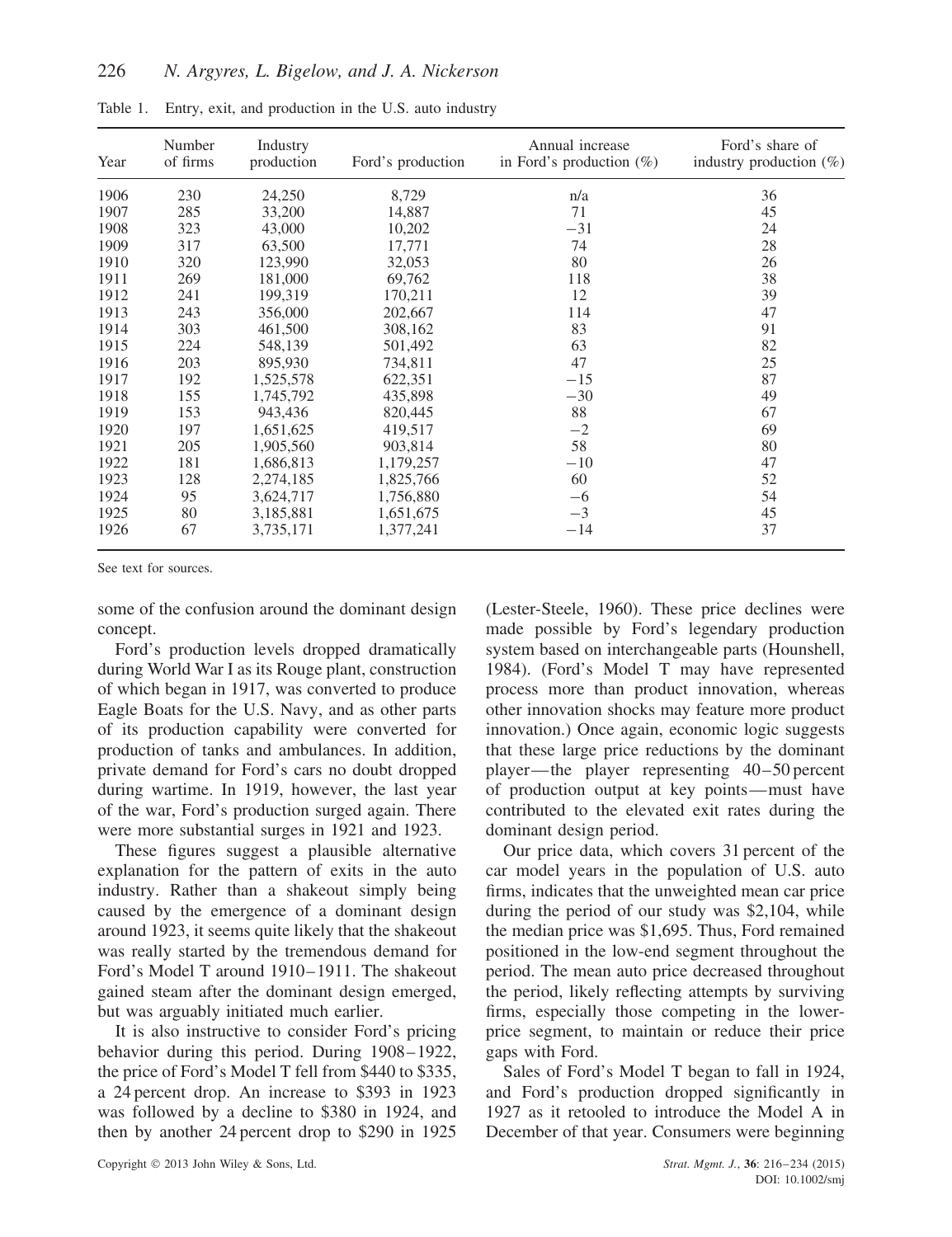Table 1. Entry, exit, and production in the U.S. auto industry

| Year | Number of firms | Industry production | Ford's production | Annual increase in Ford's production (%) | Ford's share of industry production (%) |
|---|---|---|---|---|---|
| 1906 | 230 | 24,250 | 8,729 | n/a | 36 |
| 1907 | 285 | 33,200 | 14,887 | 71 | 45 |
| 1908 | 323 | 43,000 | 10,202 | −31 | 24 |
| 1909 | 317 | 63,500 | 17,771 | 74 | 28 |
| 1910 | 320 | 123,990 | 32,053 | 80 | 26 |
| 1911 | 269 | 181,000 | 69,762 | 118 | 38 |
| 1912 | 241 | 199,319 | 170,211 | 12 | 39 |
| 1913 | 243 | 356,000 | 202,667 | 114 | 47 |
| 1914 | 303 | 461,500 | 308,162 | 83 | 91 |
| 1915 | 224 | 548,139 | 501,492 | 63 | 82 |
| 1916 | 203 | 895,930 | 734,811 | 47 | 25 |
| 1917 | 192 | 1,525,578 | 622,351 | −15 | 87 |
| 1918 | 155 | 1,745,792 | 435,898 | −30 | 49 |
| 1919 | 153 | 943,436 | 820,445 | 88 | 67 |
| 1920 | 197 | 1,651,625 | 419,517 | −2 | 69 |
| 1921 | 205 | 1,905,560 | 903,814 | 58 | 80 |
| 1922 | 181 | 1,686,813 | 1,179,257 | −10 | 47 |
| 1923 | 128 | 2,274,185 | 1,825,766 | 60 | 52 |
| 1924 | 95 | 3,624,717 | 1,756,880 | −6 | 54 |
| 1925 | 80 | 3,185,881 | 1,651,675 | −3 | 45 |
| 1926 | 67 | 3,735,171 | 1,377,241 | −14 | 37 |

See text for sources.

some of the confusion around the dominant design concept.

Ford's production levels dropped dramatically during World War I as its Rouge plant, construction of which began in 1917, was converted to produce Eagle Boats for the U.S. Navy, and as other parts of its production capability were converted for production of tanks and ambulances. In addition, private demand for Ford's cars no doubt dropped during wartime. In 1919, however, the last year of the war, Ford's production surged again. There were more substantial surges in 1921 and 1923.

These figures suggest a plausible alternative explanation for the pattern of exits in the auto industry. Rather than a shakeout simply being caused by the emergence of a dominant design around 1923, it seems quite likely that the shakeout was really started by the tremendous demand for Ford's Model T around 1910–1911. The shakeout gained steam after the dominant design emerged, but was arguably initiated much earlier.

It is also instructive to consider Ford's pricing behavior during this period. During 1908–1922, the price of Ford's Model T fell from $440 to $335, a 24 percent drop. An increase to $393 in 1923 was followed by a decline to $380 in 1924, and then by another 24 percent drop to $290 in 1925 (Lester-Steele, 1960). These price declines were made possible by Ford's legendary production system based on interchangeable parts (Hounshell, 1984). (Ford's Model T may have represented process more than product innovation, whereas other innovation shocks may feature more product innovation.) Once again, economic logic suggests that these large price reductions by the dominant player—the player representing 40–50 percent of production output at key points—must have contributed to the elevated exit rates during the dominant design period.

Our price data, which covers 31 percent of the car model years in the population of U.S. auto firms, indicates that the unweighted mean car price during the period of our study was $2,104, while the median price was $1,695. Thus, Ford remained positioned in the low-end segment throughout the period. The mean auto price decreased throughout the period, likely reflecting attempts by surviving firms, especially those competing in the lower-price segment, to maintain or reduce their price gaps with Ford.

Sales of Ford's Model T began to fall in 1924, and Ford's production dropped significantly in 1927 as it retooled to introduce the Model A in December of that year. Consumers were beginning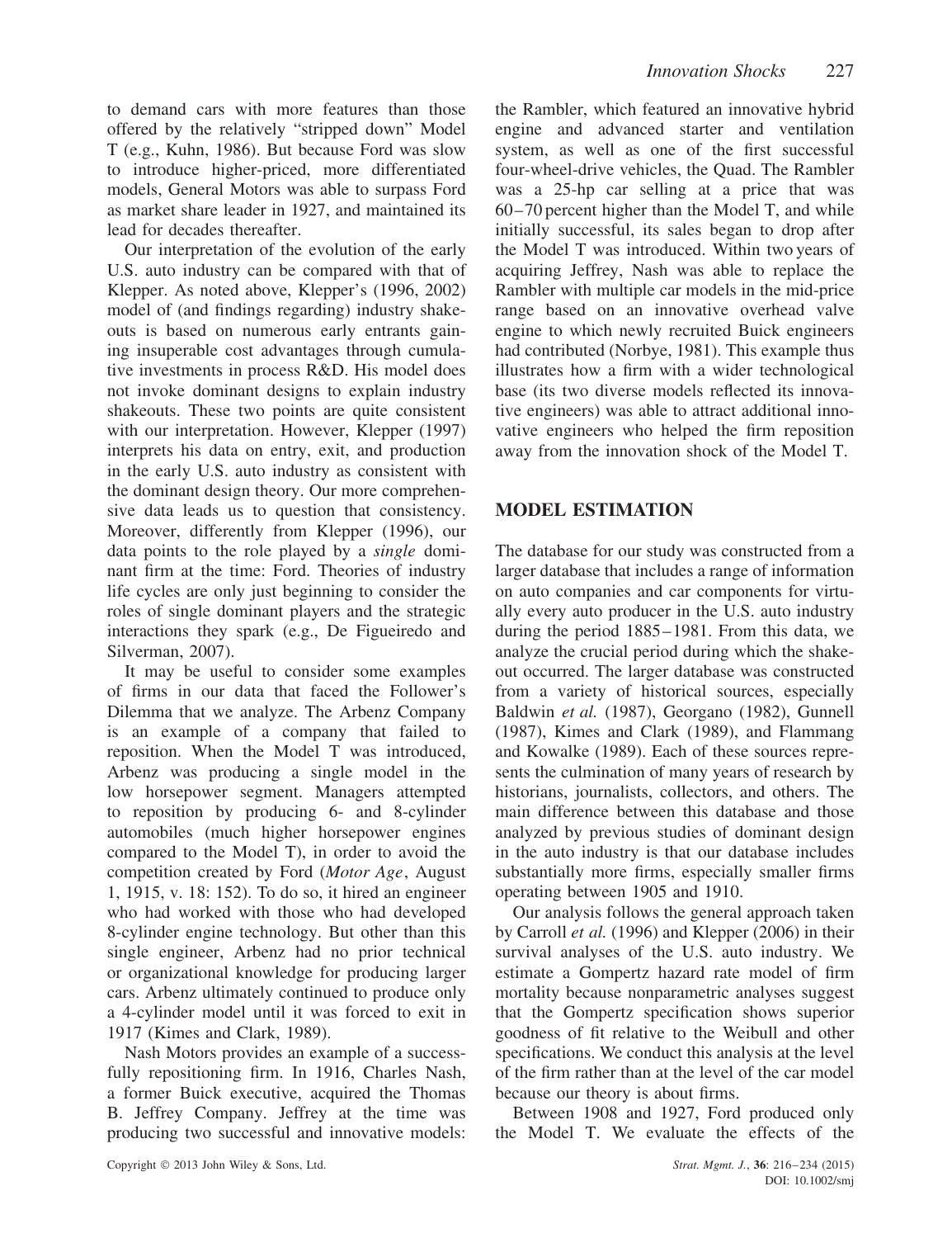to demand cars with more features than those offered by the relatively "stripped down" Model T (e.g., Kuhn, 1986). But because Ford was slow to introduce higher-priced, more differentiated models, General Motors was able to surpass Ford as market share leader in 1927, and maintained its lead for decades thereafter.

Our interpretation of the evolution of the early U.S. auto industry can be compared with that of Klepper. As noted above, Klepper's (1996, 2002) model of (and findings regarding) industry shakeouts is based on numerous early entrants gaining insuperable cost advantages through cumulative investments in process R&D. His model does not invoke dominant designs to explain industry shakeouts. These two points are quite consistent with our interpretation. However, Klepper (1997) interprets his data on entry, exit, and production in the early U.S. auto industry as consistent with the dominant design theory. Our more comprehensive data leads us to question that consistency. Moreover, differently from Klepper (1996), our data points to the role played by a *single* dominant firm at the time: Ford. Theories of industry life cycles are only just beginning to consider the roles of single dominant players and the strategic interactions they spark (e.g., De Figueiredo and Silverman, 2007).

It may be useful to consider some examples of firms in our data that faced the Follower's Dilemma that we analyze. The Arbenz Company is an example of a company that failed to reposition. When the Model T was introduced, Arbenz was producing a single model in the low horsepower segment. Managers attempted to reposition by producing 6- and 8-cylinder automobiles (much higher horsepower engines compared to the Model T), in order to avoid the competition created by Ford (*Motor Age*, August 1, 1915, v. 18: 152). To do so, it hired an engineer who had worked with those who had developed 8-cylinder engine technology. But other than this single engineer, Arbenz had no prior technical or organizational knowledge for producing larger cars. Arbenz ultimately continued to produce only a 4-cylinder model until it was forced to exit in 1917 (Kimes and Clark, 1989).

Nash Motors provides an example of a successfully repositioning firm. In 1916, Charles Nash, a former Buick executive, acquired the Thomas B. Jeffrey Company. Jeffrey at the time was producing two successful and innovative models: the Rambler, which featured an innovative hybrid engine and advanced starter and ventilation system, as well as one of the first successful four-wheel-drive vehicles, the Quad. The Rambler was a 25-hp car selling at a price that was 60–70 percent higher than the Model T, and while initially successful, its sales began to drop after the Model T was introduced. Within two years of acquiring Jeffrey, Nash was able to replace the Rambler with multiple car models in the mid-price range based on an innovative overhead valve engine to which newly recruited Buick engineers had contributed (Norbye, 1981). This example thus illustrates how a firm with a wider technological base (its two diverse models reflected its innovative engineers) was able to attract additional innovative engineers who helped the firm reposition away from the innovation shock of the Model T.

## MODEL ESTIMATION

The database for our study was constructed from a larger database that includes a range of information on auto companies and car components for virtually every auto producer in the U.S. auto industry during the period 1885–1981. From this data, we analyze the crucial period during which the shakeout occurred. The larger database was constructed from a variety of historical sources, especially Baldwin *et al.* (1987), Georgano (1982), Gunnell (1987), Kimes and Clark (1989), and Flammang and Kowalke (1989). Each of these sources represents the culmination of many years of research by historians, journalists, collectors, and others. The main difference between this database and those analyzed by previous studies of dominant design in the auto industry is that our database includes substantially more firms, especially smaller firms operating between 1905 and 1910.

Our analysis follows the general approach taken by Carroll *et al.* (1996) and Klepper (2006) in their survival analyses of the U.S. auto industry. We estimate a Gompertz hazard rate model of firm mortality because nonparametric analyses suggest that the Gompertz specification shows superior goodness of fit relative to the Weibull and other specifications. We conduct this analysis at the level of the firm rather than at the level of the car model because our theory is about firms.

Between 1908 and 1927, Ford produced only the Model T. We evaluate the effects of the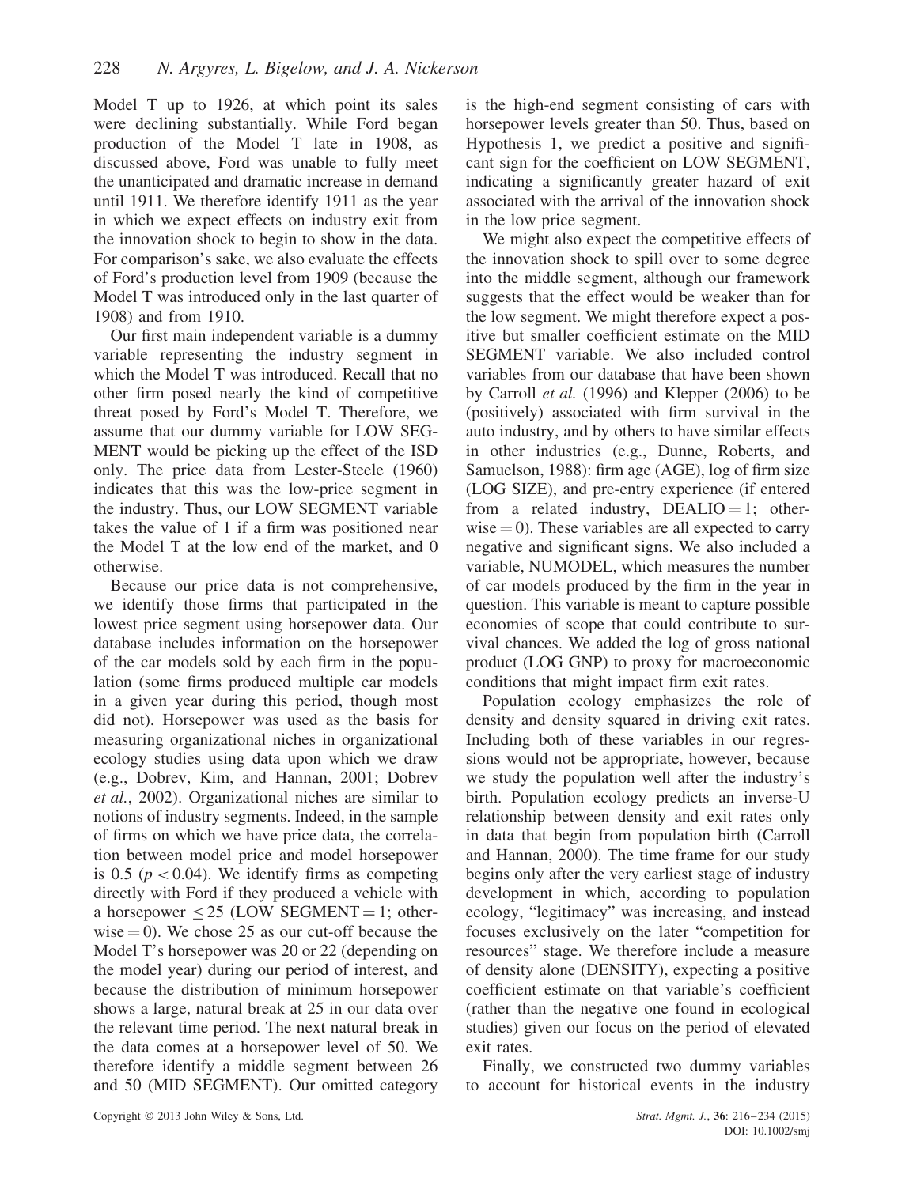Model T up to 1926, at which point its sales were declining substantially. While Ford began production of the Model T late in 1908, as discussed above, Ford was unable to fully meet the unanticipated and dramatic increase in demand until 1911. We therefore identify 1911 as the year in which we expect effects on industry exit from the innovation shock to begin to show in the data. For comparison's sake, we also evaluate the effects of Ford's production level from 1909 (because the Model T was introduced only in the last quarter of 1908) and from 1910.

Our first main independent variable is a dummy variable representing the industry segment in which the Model T was introduced. Recall that no other firm posed nearly the kind of competitive threat posed by Ford's Model T. Therefore, we assume that our dummy variable for LOW SEGMENT would be picking up the effect of the ISD only. The price data from Lester-Steele (1960) indicates that this was the low-price segment in the industry. Thus, our LOW SEGMENT variable takes the value of 1 if a firm was positioned near the Model T at the low end of the market, and 0 otherwise.

Because our price data is not comprehensive, we identify those firms that participated in the lowest price segment using horsepower data. Our database includes information on the horsepower of the car models sold by each firm in the population (some firms produced multiple car models in a given year during this period, though most did not). Horsepower was used as the basis for measuring organizational niches in organizational ecology studies using data upon which we draw (e.g., Dobrev, Kim, and Hannan, 2001; Dobrev *et al.*, 2002). Organizational niches are similar to notions of industry segments. Indeed, in the sample of firms on which we have price data, the correlation between model price and model horsepower is 0.5 ($p < 0.04$). We identify firms as competing directly with Ford if they produced a vehicle with a horsepower $\leq 25$ (LOW SEGMENT = 1; otherwise = 0). We chose 25 as our cut-off because the Model T's horsepower was 20 or 22 (depending on the model year) during our period of interest, and because the distribution of minimum horsepower shows a large, natural break at 25 in our data over the relevant time period. The next natural break in the data comes at a horsepower level of 50. We therefore identify a middle segment between 26 and 50 (MID SEGMENT). Our omitted category is the high-end segment consisting of cars with horsepower levels greater than 50. Thus, based on Hypothesis 1, we predict a positive and significant sign for the coefficient on LOW SEGMENT, indicating a significantly greater hazard of exit associated with the arrival of the innovation shock in the low price segment.

We might also expect the competitive effects of the innovation shock to spill over to some degree into the middle segment, although our framework suggests that the effect would be weaker than for the low segment. We might therefore expect a positive but smaller coefficient estimate on the MID SEGMENT variable. We also included control variables from our database that have been shown by Carroll *et al.* (1996) and Klepper (2006) to be (positively) associated with firm survival in the auto industry, and by others to have similar effects in other industries (e.g., Dunne, Roberts, and Samuelson, 1988): firm age (AGE), log of firm size (LOG SIZE), and pre-entry experience (if entered from a related industry, DEALIO = 1; otherwise = 0). These variables are all expected to carry negative and significant signs. We also included a variable, NUMODEL, which measures the number of car models produced by the firm in the year in question. This variable is meant to capture possible economies of scope that could contribute to survival chances. We added the log of gross national product (LOG GNP) to proxy for macroeconomic conditions that might impact firm exit rates.

Population ecology emphasizes the role of density and density squared in driving exit rates. Including both of these variables in our regressions would not be appropriate, however, because we study the population well after the industry's birth. Population ecology predicts an inverse-U relationship between density and exit rates only in data that begin from population birth (Carroll and Hannan, 2000). The time frame for our study begins only after the very earliest stage of industry development in which, according to population ecology, "legitimacy" was increasing, and instead focuses exclusively on the later "competition for resources" stage. We therefore include a measure of density alone (DENSITY), expecting a positive coefficient estimate on that variable's coefficient (rather than the negative one found in ecological studies) given our focus on the period of elevated exit rates.

Finally, we constructed two dummy variables to account for historical events in the industry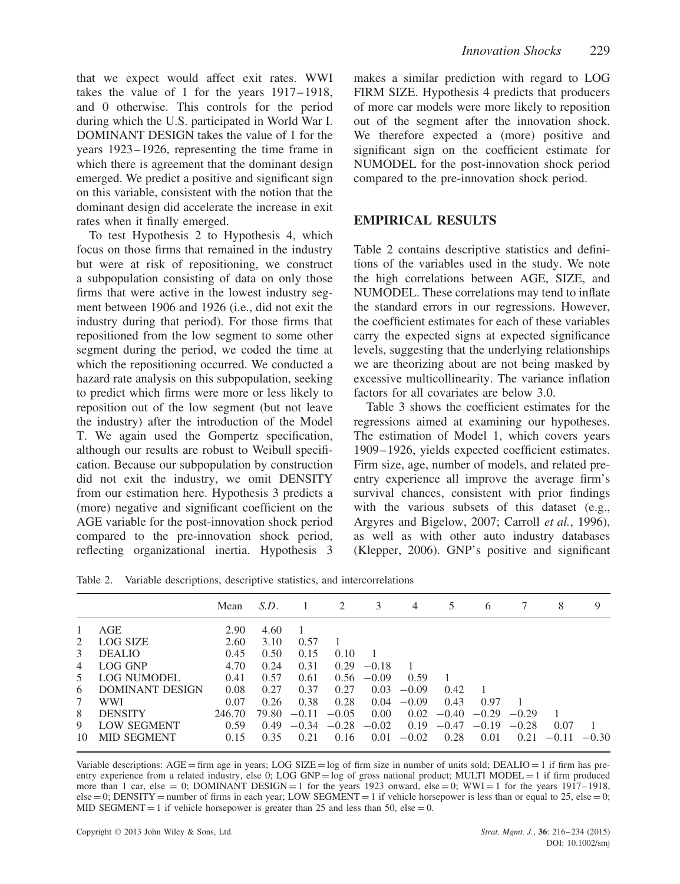that we expect would affect exit rates. WWI takes the value of 1 for the years 1917–1918, and 0 otherwise. This controls for the period during which the U.S. participated in World War I. DOMINANT DESIGN takes the value of 1 for the years 1923–1926, representing the time frame in which there is agreement that the dominant design emerged. We predict a positive and significant sign on this variable, consistent with the notion that the dominant design did accelerate the increase in exit rates when it finally emerged.

To test Hypothesis 2 to Hypothesis 4, which focus on those firms that remained in the industry but were at risk of repositioning, we construct a subpopulation consisting of data on only those firms that were active in the lowest industry segment between 1906 and 1926 (i.e., did not exit the industry during that period). For those firms that repositioned from the low segment to some other segment during the period, we coded the time at which the repositioning occurred. We conducted a hazard rate analysis on this subpopulation, seeking to predict which firms were more or less likely to reposition out of the low segment (but not leave the industry) after the introduction of the Model T. We again used the Gompertz specification, although our results are robust to Weibull specification. Because our subpopulation by construction did not exit the industry, we omit DENSITY from our estimation here. Hypothesis 3 predicts a (more) negative and significant coefficient on the AGE variable for the post-innovation shock period compared to the pre-innovation shock period, reflecting organizational inertia. Hypothesis 3 makes a similar prediction with regard to LOG FIRM SIZE. Hypothesis 4 predicts that producers of more car models were more likely to reposition out of the segment after the innovation shock. We therefore expected a (more) positive and significant sign on the coefficient estimate for NUMODEL for the post-innovation shock period compared to the pre-innovation shock period.

## EMPIRICAL RESULTS

Table 2 contains descriptive statistics and definitions of the variables used in the study. We note the high correlations between AGE, SIZE, and NUMODEL. These correlations may tend to inflate the standard errors in our regressions. However, the coefficient estimates for each of these variables carry the expected signs at expected significance levels, suggesting that the underlying relationships we are theorizing about are not being masked by excessive multicollinearity. The variance inflation factors for all covariates are below 3.0.

Table 3 shows the coefficient estimates for the regressions aimed at examining our hypotheses. The estimation of Model 1, which covers years 1909–1926, yields expected coefficient estimates. Firm size, age, number of models, and related pre-entry experience all improve the average firm's survival chances, consistent with prior findings with the various subsets of this dataset (e.g., Argyres and Bigelow, 2007; Carroll *et al.*, 1996), as well as with other auto industry databases (Klepper, 2006). GNP's positive and significant

Table 2. Variable descriptions, descriptive statistics, and intercorrelations

| | | Mean | *S.D.* | 1 | 2 | 3 | 4 | 5 | 6 | 7 | 8 | 9 |
|---|---|---|---|---|---|---|---|---|---|---|---|---|
| 1 | AGE | 2.90 | 4.60 | 1 | | | | | | | | |
| 2 | LOG SIZE | 2.60 | 3.10 | 0.57 | 1 | | | | | | | |
| 3 | DEALIO | 0.45 | 0.50 | 0.15 | 0.10 | 1 | | | | | | |
| 4 | LOG GNP | 4.70 | 0.24 | 0.31 | 0.29 | −0.18 | 1 | | | | | |
| 5 | LOG NUMODEL | 0.41 | 0.57 | 0.61 | 0.56 | −0.09 | 0.59 | 1 | | | | |
| 6 | DOMINANT DESIGN | 0.08 | 0.27 | 0.37 | 0.27 | 0.03 | −0.09 | 0.42 | 1 | | | |
| 7 | WWI | 0.07 | 0.26 | 0.38 | 0.28 | 0.04 | −0.09 | 0.43 | 0.97 | 1 | | |
| 8 | DENSITY | 246.70 | 79.80 | −0.11 | −0.05 | 0.00 | 0.02 | −0.40 | −0.29 | −0.29 | 1 | |
| 9 | LOW SEGMENT | 0.59 | 0.49 | −0.34 | −0.28 | −0.02 | 0.19 | −0.47 | −0.19 | −0.28 | 0.07 | 1 |
| 10 | MID SEGMENT | 0.15 | 0.35 | 0.21 | 0.16 | 0.01 | −0.02 | 0.28 | 0.01 | 0.21 | −0.11 | −0.30 |

Variable descriptions: AGE = firm age in years; LOG SIZE = log of firm size in number of units sold; DEALIO = 1 if firm has pre-entry experience from a related industry, else 0; LOG GNP = log of gross national product; MULTI MODEL = 1 if firm produced more than 1 car, else = 0; DOMINANT DESIGN = 1 for the years 1923 onward, else = 0; WWI = 1 for the years 1917–1918, else = 0; DENSITY = number of firms in each year; LOW SEGMENT = 1 if vehicle horsepower is less than or equal to 25, else = 0; MID SEGMENT = 1 if vehicle horsepower is greater than 25 and less than 50, else = 0.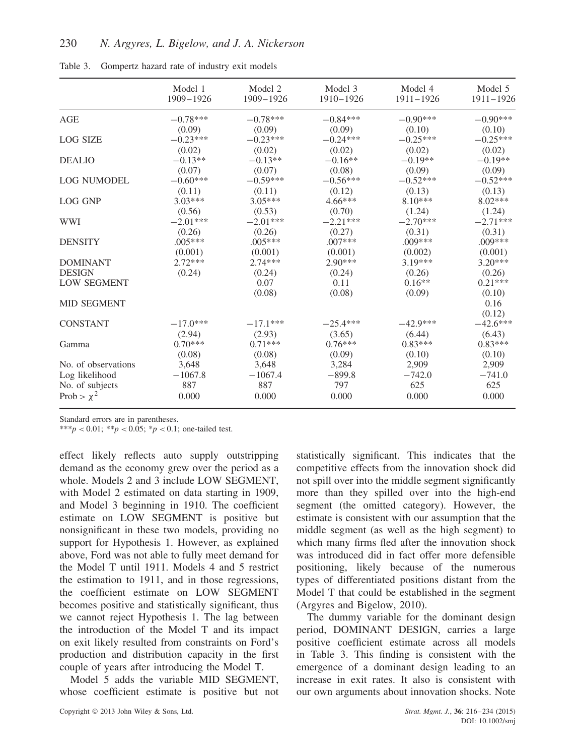Table 3. Gompertz hazard rate of industry exit models

| | Model 1 1909–1926 | Model 2 1909–1926 | Model 3 1910–1926 | Model 4 1911–1926 | Model 5 1911–1926 |
|---|---|---|---|---|---|
| AGE | −0.78*** | −0.78*** | −0.84*** | −0.90*** | −0.90*** |
| | (0.09) | (0.09) | (0.09) | (0.10) | (0.10) |
| LOG SIZE | −0.23*** | −0.23*** | −0.24*** | −0.25*** | −0.25*** |
| | (0.02) | (0.02) | (0.02) | (0.02) | (0.02) |
| DEALIO | −0.13** | −0.13** | −0.16** | −0.19** | −0.19** |
| | (0.07) | (0.07) | (0.08) | (0.09) | (0.09) |
| LOG NUMODEL | −0.60*** | −0.59*** | −0.56*** | −0.52*** | −0.52*** |
| | (0.11) | (0.11) | (0.12) | (0.13) | (0.13) |
| LOG GNP | 3.03*** | 3.05*** | 4.66*** | 8.10*** | 8.02*** |
| | (0.56) | (0.53) | (0.70) | (1.24) | (1.24) |
| WWI | −2.01*** | −2.01*** | −2.21*** | −2.70*** | −2.71*** |
| | (0.26) | (0.26) | (0.27) | (0.31) | (0.31) |
| DENSITY | .005*** | .005*** | .007*** | .009*** | .009*** |
| | (0.001) | (0.001) | (0.001) | (0.002) | (0.001) |
| DOMINANT DESIGN | 2.72*** | 2.74*** | 2.90*** | 3.19*** | 3.20*** |
| | (0.24) | (0.24) | (0.24) | (0.26) | (0.26) |
| LOW SEGMENT | | 0.07 | 0.11 | 0.16** | 0.21*** |
| | | (0.08) | (0.08) | (0.09) | (0.10) |
| MID SEGMENT | | | | | 0.16 |
| | | | | | (0.12) |
| CONSTANT | −17.0*** | −17.1*** | −25.4*** | −42.9*** | −42.6*** |
| | (2.94) | (2.93) | (3.65) | (6.44) | (6.43) |
| Gamma | 0.70*** | 0.71*** | 0.76*** | 0.83*** | 0.83*** |
| | (0.08) | (0.08) | (0.09) | (0.10) | (0.10) |
| No. of observations | 3,648 | 3,648 | 3,284 | 2,909 | 2,909 |
| Log likelihood | −1067.8 | −1067.4 | −899.8 | −742.0 | −741.0 |
| No. of subjects | 887 | 887 | 797 | 625 | 625 |
| Prob > $\chi^2$ | 0.000 | 0.000 | 0.000 | 0.000 | 0.000 |

Standard errors are in parentheses.
***$p < 0.01$; **$p < 0.05$; *$p < 0.1$; one-tailed test.

effect likely reflects auto supply outstripping demand as the economy grew over the period as a whole. Models 2 and 3 include LOW SEGMENT, with Model 2 estimated on data starting in 1909, and Model 3 beginning in 1910. The coefficient estimate on LOW SEGMENT is positive but nonsignificant in these two models, providing no support for Hypothesis 1. However, as explained above, Ford was not able to fully meet demand for the Model T until 1911. Models 4 and 5 restrict the estimation to 1911, and in those regressions, the coefficient estimate on LOW SEGMENT becomes positive and statistically significant, thus we cannot reject Hypothesis 1. The lag between the introduction of the Model T and its impact on exit likely resulted from constraints on Ford's production and distribution capacity in the first couple of years after introducing the Model T.

Model 5 adds the variable MID SEGMENT, whose coefficient estimate is positive but not statistically significant. This indicates that the competitive effects from the innovation shock did not spill over into the middle segment significantly more than they spilled over into the high-end segment (the omitted category). However, the estimate is consistent with our assumption that the middle segment (as well as the high segment) to which many firms fled after the innovation shock was introduced did in fact offer more defensible positioning, likely because of the numerous types of differentiated positions distant from the Model T that could be established in the segment (Argyres and Bigelow, 2010).

The dummy variable for the dominant design period, DOMINANT DESIGN, carries a large positive coefficient estimate across all models in Table 3. This finding is consistent with the emergence of a dominant design leading to an increase in exit rates. It also is consistent with our own arguments about innovation shocks. Note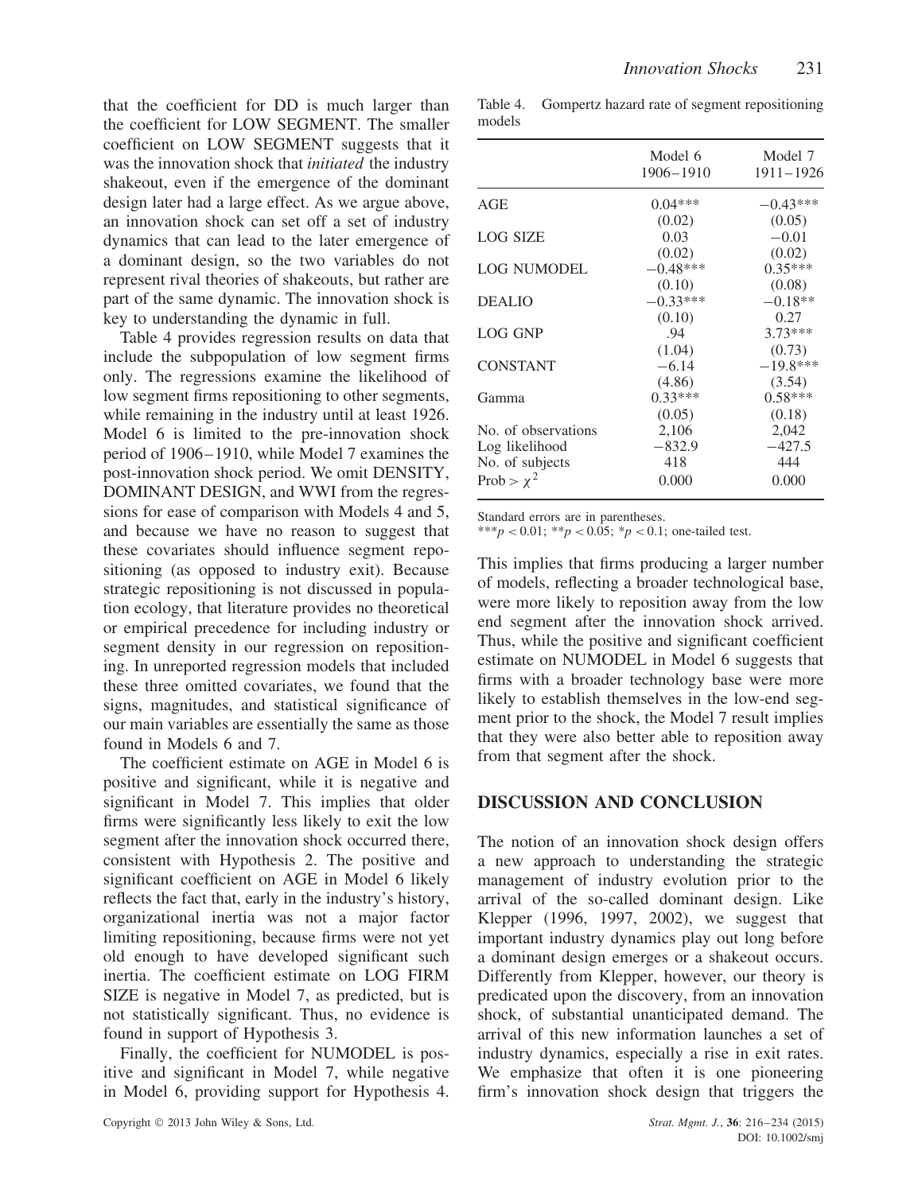that the coefficient for DD is much larger than the coefficient for LOW SEGMENT. The smaller coefficient on LOW SEGMENT suggests that it was the innovation shock that *initiated* the industry shakeout, even if the emergence of the dominant design later had a large effect. As we argue above, an innovation shock can set off a set of industry dynamics that can lead to the later emergence of a dominant design, so the two variables do not represent rival theories of shakeouts, but rather are part of the same dynamic. The innovation shock is key to understanding the dynamic in full.

Table 4 provides regression results on data that include the subpopulation of low segment firms only. The regressions examine the likelihood of low segment firms repositioning to other segments, while remaining in the industry until at least 1926. Model 6 is limited to the pre-innovation shock period of 1906–1910, while Model 7 examines the post-innovation shock period. We omit DENSITY, DOMINANT DESIGN, and WWI from the regressions for ease of comparison with Models 4 and 5, and because we have no reason to suggest that these covariates should influence segment repositioning (as opposed to industry exit). Because strategic repositioning is not discussed in population ecology, that literature provides no theoretical or empirical precedence for including industry or segment density in our regression on repositioning. In unreported regression models that included these three omitted covariates, we found that the signs, magnitudes, and statistical significance of our main variables are essentially the same as those found in Models 6 and 7.

The coefficient estimate on AGE in Model 6 is positive and significant, while it is negative and significant in Model 7. This implies that older firms were significantly less likely to exit the low segment after the innovation shock occurred there, consistent with Hypothesis 2. The positive and significant coefficient on AGE in Model 6 likely reflects the fact that, early in the industry's history, organizational inertia was not a major factor limiting repositioning, because firms were not yet old enough to have developed significant such inertia. The coefficient estimate on LOG FIRM SIZE is negative in Model 7, as predicted, but is not statistically significant. Thus, no evidence is found in support of Hypothesis 3.

Finally, the coefficient for NUMODEL is positive and significant in Model 7, while negative in Model 6, providing support for Hypothesis 4.

Table 4. Gompertz hazard rate of segment repositioning models

| | Model 6 1906–1910 | Model 7 1911–1926 |
|---|---|---|
| AGE | 0.04*** | −0.43*** |
| | (0.02) | (0.05) |
| LOG SIZE | 0.03 | −0.01 |
| | (0.02) | (0.02) |
| LOG NUMODEL | −0.48*** | 0.35*** |
| | (0.10) | (0.08) |
| DEALIO | −0.33*** | −0.18** |
| | (0.10) | 0.27 |
| LOG GNP | .94 | 3.73*** |
| | (1.04) | (0.73) |
| CONSTANT | −6.14 | −19.8*** |
| | (4.86) | (3.54) |
| Gamma | 0.33*** | 0.58*** |
| | (0.05) | (0.18) |
| No. of observations | 2,106 | 2,042 |
| Log likelihood | −832.9 | −427.5 |
| No. of subjects | 418 | 444 |
| Prob > $\chi^2$ | 0.000 | 0.000 |

Standard errors are in parentheses.
***$p < 0.01$; **$p < 0.05$; *$p < 0.1$; one-tailed test.

This implies that firms producing a larger number of models, reflecting a broader technological base, were more likely to reposition away from the low end segment after the innovation shock arrived. Thus, while the positive and significant coefficient estimate on NUMODEL in Model 6 suggests that firms with a broader technology base were more likely to establish themselves in the low-end segment prior to the shock, the Model 7 result implies that they were also better able to reposition away from that segment after the shock.

## DISCUSSION AND CONCLUSION

The notion of an innovation shock design offers a new approach to understanding the strategic management of industry evolution prior to the arrival of the so-called dominant design. Like Klepper (1996, 1997, 2002), we suggest that important industry dynamics play out long before a dominant design emerges or a shakeout occurs. Differently from Klepper, however, our theory is predicated upon the discovery, from an innovation shock, of substantial unanticipated demand. The arrival of this new information launches a set of industry dynamics, especially a rise in exit rates. We emphasize that often it is one pioneering firm's innovation shock design that triggers the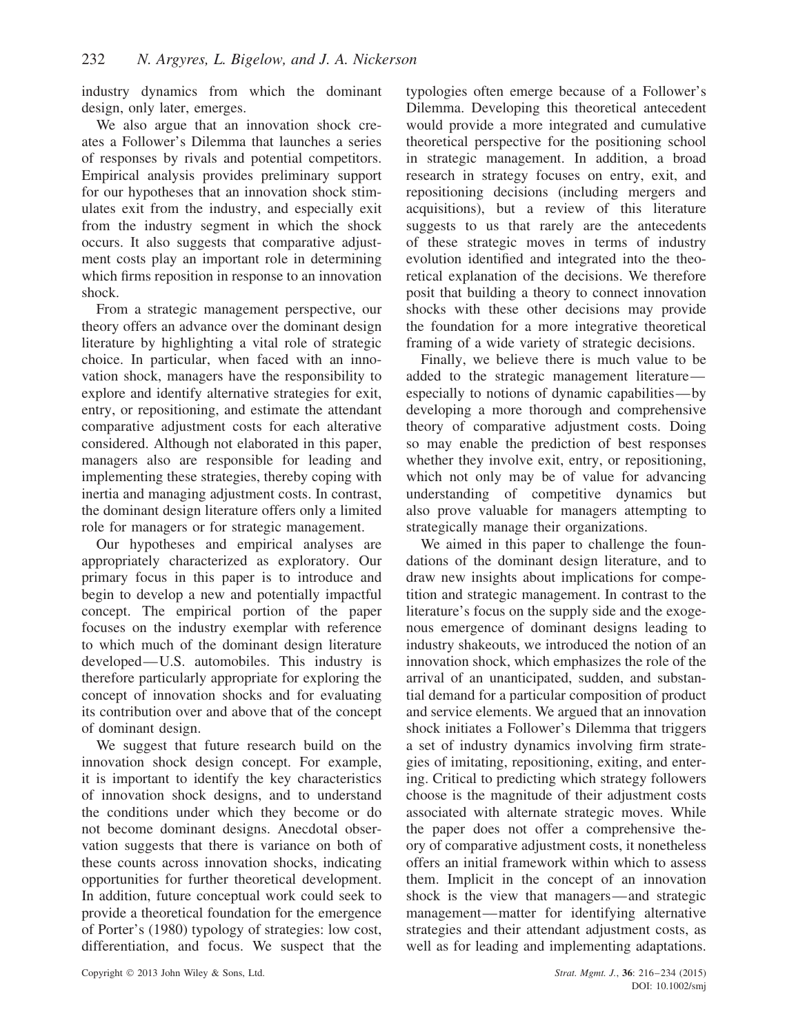industry dynamics from which the dominant design, only later, emerges.

We also argue that an innovation shock creates a Follower's Dilemma that launches a series of responses by rivals and potential competitors. Empirical analysis provides preliminary support for our hypotheses that an innovation shock stimulates exit from the industry, and especially exit from the industry segment in which the shock occurs. It also suggests that comparative adjustment costs play an important role in determining which firms reposition in response to an innovation shock.

From a strategic management perspective, our theory offers an advance over the dominant design literature by highlighting a vital role of strategic choice. In particular, when faced with an innovation shock, managers have the responsibility to explore and identify alternative strategies for exit, entry, or repositioning, and estimate the attendant comparative adjustment costs for each alterative considered. Although not elaborated in this paper, managers also are responsible for leading and implementing these strategies, thereby coping with inertia and managing adjustment costs. In contrast, the dominant design literature offers only a limited role for managers or for strategic management.

Our hypotheses and empirical analyses are appropriately characterized as exploratory. Our primary focus in this paper is to introduce and begin to develop a new and potentially impactful concept. The empirical portion of the paper focuses on the industry exemplar with reference to which much of the dominant design literature developed—U.S. automobiles. This industry is therefore particularly appropriate for exploring the concept of innovation shocks and for evaluating its contribution over and above that of the concept of dominant design.

We suggest that future research build on the innovation shock design concept. For example, it is important to identify the key characteristics of innovation shock designs, and to understand the conditions under which they become or do not become dominant designs. Anecdotal observation suggests that there is variance on both of these counts across innovation shocks, indicating opportunities for further theoretical development. In addition, future conceptual work could seek to provide a theoretical foundation for the emergence of Porter's (1980) typology of strategies: low cost, differentiation, and focus. We suspect that the typologies often emerge because of a Follower's Dilemma. Developing this theoretical antecedent would provide a more integrated and cumulative theoretical perspective for the positioning school in strategic management. In addition, a broad research in strategy focuses on entry, exit, and repositioning decisions (including mergers and acquisitions), but a review of this literature suggests to us that rarely are the antecedents of these strategic moves in terms of industry evolution identified and integrated into the theoretical explanation of the decisions. We therefore posit that building a theory to connect innovation shocks with these other decisions may provide the foundation for a more integrative theoretical framing of a wide variety of strategic decisions.

Finally, we believe there is much value to be added to the strategic management literature—especially to notions of dynamic capabilities—by developing a more thorough and comprehensive theory of comparative adjustment costs. Doing so may enable the prediction of best responses whether they involve exit, entry, or repositioning, which not only may be of value for advancing understanding of competitive dynamics but also prove valuable for managers attempting to strategically manage their organizations.

We aimed in this paper to challenge the foundations of the dominant design literature, and to draw new insights about implications for competition and strategic management. In contrast to the literature's focus on the supply side and the exogenous emergence of dominant designs leading to industry shakeouts, we introduced the notion of an innovation shock, which emphasizes the role of the arrival of an unanticipated, sudden, and substantial demand for a particular composition of product and service elements. We argued that an innovation shock initiates a Follower's Dilemma that triggers a set of industry dynamics involving firm strategies of imitating, repositioning, exiting, and entering. Critical to predicting which strategy followers choose is the magnitude of their adjustment costs associated with alternate strategic moves. While the paper does not offer a comprehensive theory of comparative adjustment costs, it nonetheless offers an initial framework within which to assess them. Implicit in the concept of an innovation shock is the view that managers—and strategic management—matter for identifying alternative strategies and their attendant adjustment costs, as well as for leading and implementing adaptations.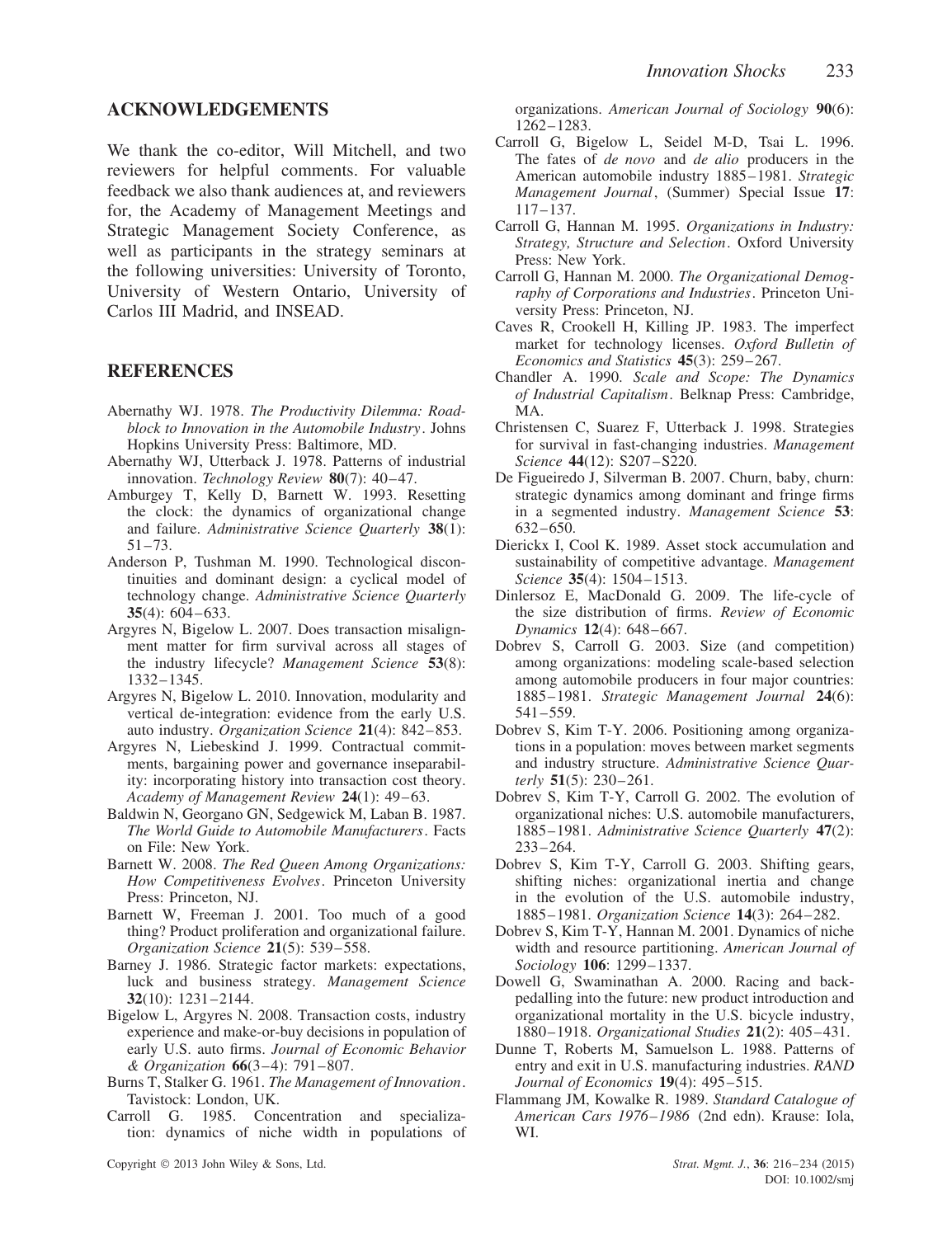## ACKNOWLEDGEMENTS

We thank the co-editor, Will Mitchell, and two reviewers for helpful comments. For valuable feedback we also thank audiences at, and reviewers for, the Academy of Management Meetings and Strategic Management Society Conference, as well as participants in the strategy seminars at the following universities: University of Toronto, University of Western Ontario, University of Carlos III Madrid, and INSEAD.

## REFERENCES

Abernathy WJ. 1978. *The Productivity Dilemma: Roadblock to Innovation in the Automobile Industry*. Johns Hopkins University Press: Baltimore, MD.

Abernathy WJ, Utterback J. 1978. Patterns of industrial innovation. *Technology Review* **80**(7): 40–47.

Amburgey T, Kelly D, Barnett W. 1993. Resetting the clock: the dynamics of organizational change and failure. *Administrative Science Quarterly* **38**(1): 51–73.

Anderson P, Tushman M. 1990. Technological discontinuities and dominant design: a cyclical model of technology change. *Administrative Science Quarterly* **35**(4): 604–633.

Argyres N, Bigelow L. 2007. Does transaction misalignment matter for firm survival across all stages of the industry lifecycle? *Management Science* **53**(8): 1332–1345.

Argyres N, Bigelow L. 2010. Innovation, modularity and vertical de-integration: evidence from the early U.S. auto industry. *Organization Science* **21**(4): 842–853.

Argyres N, Liebeskind J. 1999. Contractual commitments, bargaining power and governance inseparability: incorporating history into transaction cost theory. *Academy of Management Review* **24**(1): 49–63.

Baldwin N, Georgano GN, Sedgewick M, Laban B. 1987. *The World Guide to Automobile Manufacturers*. Facts on File: New York.

Barnett W. 2008. *The Red Queen Among Organizations: How Competitiveness Evolves*. Princeton University Press: Princeton, NJ.

Barnett W, Freeman J. 2001. Too much of a good thing? Product proliferation and organizational failure. *Organization Science* **21**(5): 539–558.

Barney J. 1986. Strategic factor markets: expectations, luck and business strategy. *Management Science* **32**(10): 1231–2144.

Bigelow L, Argyres N. 2008. Transaction costs, industry experience and make-or-buy decisions in population of early U.S. auto firms. *Journal of Economic Behavior & Organization* **66**(3–4): 791–807.

Burns T, Stalker G. 1961. *The Management of Innovation*. Tavistock: London, UK.

Carroll G. 1985. Concentration and specialization: dynamics of niche width in populations of organizations. *American Journal of Sociology* **90**(6): 1262–1283.

Carroll G, Bigelow L, Seidel M-D, Tsai L. 1996. The fates of *de novo* and *de alio* producers in the American automobile industry 1885–1981. *Strategic Management Journal*, (Summer) Special Issue **17**: 117–137.

Carroll G, Hannan M. 1995. *Organizations in Industry: Strategy, Structure and Selection*. Oxford University Press: New York.

Carroll G, Hannan M. 2000. *The Organizational Demography of Corporations and Industries*. Princeton University Press: Princeton, NJ.

Caves R, Crookell H, Killing JP. 1983. The imperfect market for technology licenses. *Oxford Bulletin of Economics and Statistics* **45**(3): 259–267.

Chandler A. 1990. *Scale and Scope: The Dynamics of Industrial Capitalism*. Belknap Press: Cambridge, MA.

Christensen C, Suarez F, Utterback J. 1998. Strategies for survival in fast-changing industries. *Management Science* **44**(12): S207–S220.

De Figueiredo J, Silverman B. 2007. Churn, baby, churn: strategic dynamics among dominant and fringe firms in a segmented industry. *Management Science* **53**: 632–650.

Dierickx I, Cool K. 1989. Asset stock accumulation and sustainability of competitive advantage. *Management Science* **35**(4): 1504–1513.

Dinlersoz E, MacDonald G. 2009. The life-cycle of the size distribution of firms. *Review of Economic Dynamics* **12**(4): 648–667.

Dobrev S, Carroll G. 2003. Size (and competition) among organizations: modeling scale-based selection among automobile producers in four major countries: 1885–1981. *Strategic Management Journal* **24**(6): 541–559.

Dobrev S, Kim T-Y. 2006. Positioning among organizations in a population: moves between market segments and industry structure. *Administrative Science Quarterly* **51**(5): 230–261.

Dobrev S, Kim T-Y, Carroll G. 2002. The evolution of organizational niches: U.S. automobile manufacturers, 1885–1981. *Administrative Science Quarterly* **47**(2): 233–264.

Dobrev S, Kim T-Y, Carroll G. 2003. Shifting gears, shifting niches: organizational inertia and change in the evolution of the U.S. automobile industry, 1885–1981. *Organization Science* **14**(3): 264–282.

Dobrev S, Kim T-Y, Hannan M. 2001. Dynamics of niche width and resource partitioning. *American Journal of Sociology* **106**: 1299–1337.

Dowell G, Swaminathan A. 2000. Racing and backpedalling into the future: new product introduction and organizational mortality in the U.S. bicycle industry, 1880–1918. *Organizational Studies* **21**(2): 405–431.

Dunne T, Roberts M, Samuelson L. 1988. Patterns of entry and exit in U.S. manufacturing industries. *RAND Journal of Economics* **19**(4): 495–515.

Flammang JM, Kowalke R. 1989. *Standard Catalogue of American Cars 1976–1986* (2nd edn). Krause: Iola, WI.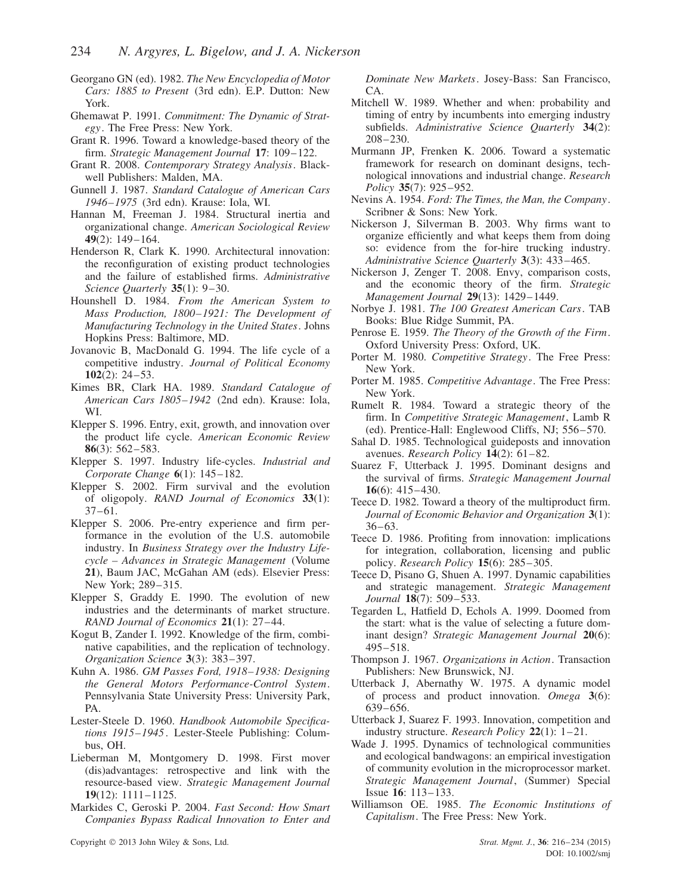Georgano GN (ed). 1982. *The New Encyclopedia of Motor Cars: 1885 to Present* (3rd edn). E.P. Dutton: New York.

Ghemawat P. 1991. *Commitment: The Dynamic of Strategy*. The Free Press: New York.

Grant R. 1996. Toward a knowledge-based theory of the firm. *Strategic Management Journal* **17**: 109–122.

Grant R. 2008. *Contemporary Strategy Analysis*. Blackwell Publishers: Malden, MA.

Gunnell J. 1987. *Standard Catalogue of American Cars 1946–1975* (3rd edn). Krause: Iola, WI.

Hannan M, Freeman J. 1984. Structural inertia and organizational change. *American Sociological Review* **49**(2): 149–164.

Henderson R, Clark K. 1990. Architectural innovation: the reconfiguration of existing product technologies and the failure of established firms. *Administrative Science Quarterly* **35**(1): 9–30.

Hounshell D. 1984. *From the American System to Mass Production, 1800–1921: The Development of Manufacturing Technology in the United States*. Johns Hopkins Press: Baltimore, MD.

Jovanovic B, MacDonald G. 1994. The life cycle of a competitive industry. *Journal of Political Economy* **102**(2): 24–53.

Kimes BR, Clark HA. 1989. *Standard Catalogue of American Cars 1805–1942* (2nd edn). Krause: Iola, WI.

Klepper S. 1996. Entry, exit, growth, and innovation over the product life cycle. *American Economic Review* **86**(3): 562–583.

Klepper S. 1997. Industry life-cycles. *Industrial and Corporate Change* **6**(1): 145–182.

Klepper S. 2002. Firm survival and the evolution of oligopoly. *RAND Journal of Economics* **33**(1): 37–61.

Klepper S. 2006. Pre-entry experience and firm performance in the evolution of the U.S. automobile industry. In *Business Strategy over the Industry Lifecycle – Advances in Strategic Management* (Volume **21**), Baum JAC, McGahan AM (eds). Elsevier Press: New York; 289–315.

Klepper S, Graddy E. 1990. The evolution of new industries and the determinants of market structure. *RAND Journal of Economics* **21**(1): 27–44.

Kogut B, Zander I. 1992. Knowledge of the firm, combinative capabilities, and the replication of technology. *Organization Science* **3**(3): 383–397.

Kuhn A. 1986. *GM Passes Ford, 1918–1938: Designing the General Motors Performance-Control System*. Pennsylvania State University Press: University Park, PA.

Lester-Steele D. 1960. *Handbook Automobile Specifications 1915–1945*. Lester-Steele Publishing: Columbus, OH.

Lieberman M, Montgomery D. 1998. First mover (dis)advantages: retrospective and link with the resource-based view. *Strategic Management Journal* **19**(12): 1111–1125.

Markides C, Geroski P. 2004. *Fast Second: How Smart Companies Bypass Radical Innovation to Enter and Dominate New Markets*. Josey-Bass: San Francisco, CA.

Mitchell W. 1989. Whether and when: probability and timing of entry by incumbents into emerging industry subfields. *Administrative Science Quarterly* **34**(2): 208–230.

Murmann JP, Frenken K. 2006. Toward a systematic framework for research on dominant designs, technological innovations and industrial change. *Research Policy* **35**(7): 925–952.

Nevins A. 1954. *Ford: The Times, the Man, the Company*. Scribner & Sons: New York.

Nickerson J, Silverman B. 2003. Why firms want to organize efficiently and what keeps them from doing so: evidence from the for-hire trucking industry. *Administrative Science Quarterly* **3**(3): 433–465.

Nickerson J, Zenger T. 2008. Envy, comparison costs, and the economic theory of the firm. *Strategic Management Journal* **29**(13): 1429–1449.

Norbye J. 1981. *The 100 Greatest American Cars*. TAB Books: Blue Ridge Summit, PA.

Penrose E. 1959. *The Theory of the Growth of the Firm*. Oxford University Press: Oxford, UK.

Porter M. 1980. *Competitive Strategy*. The Free Press: New York.

Porter M. 1985. *Competitive Advantage*. The Free Press: New York.

Rumelt R. 1984. Toward a strategic theory of the firm. In *Competitive Strategic Management*, Lamb R (ed). Prentice-Hall: Englewood Cliffs, NJ; 556–570.

Sahal D. 1985. Technological guideposts and innovation avenues. *Research Policy* **14**(2): 61–82.

Suarez F, Utterback J. 1995. Dominant designs and the survival of firms. *Strategic Management Journal* **16**(6): 415–430.

Teece D. 1982. Toward a theory of the multiproduct firm. *Journal of Economic Behavior and Organization* **3**(1): 36–63.

Teece D. 1986. Profiting from innovation: implications for integration, collaboration, licensing and public policy. *Research Policy* **15**(6): 285–305.

Teece D, Pisano G, Shuen A. 1997. Dynamic capabilities and strategic management. *Strategic Management Journal* **18**(7): 509–533.

Tegarden L, Hatfield D, Echols A. 1999. Doomed from the start: what is the value of selecting a future dominant design? *Strategic Management Journal* **20**(6): 495–518.

Thompson J. 1967. *Organizations in Action*. Transaction Publishers: New Brunswick, NJ.

Utterback J, Abernathy W. 1975. A dynamic model of process and product innovation. *Omega* **3**(6): 639–656.

Utterback J, Suarez F. 1993. Innovation, competition and industry structure. *Research Policy* **22**(1): 1–21.

Wade J. 1995. Dynamics of technological communities and ecological bandwagons: an empirical investigation of community evolution in the microprocessor market. *Strategic Management Journal*, (Summer) Special Issue **16**: 113–133.

Williamson OE. 1985. *The Economic Institutions of Capitalism*. The Free Press: New York.